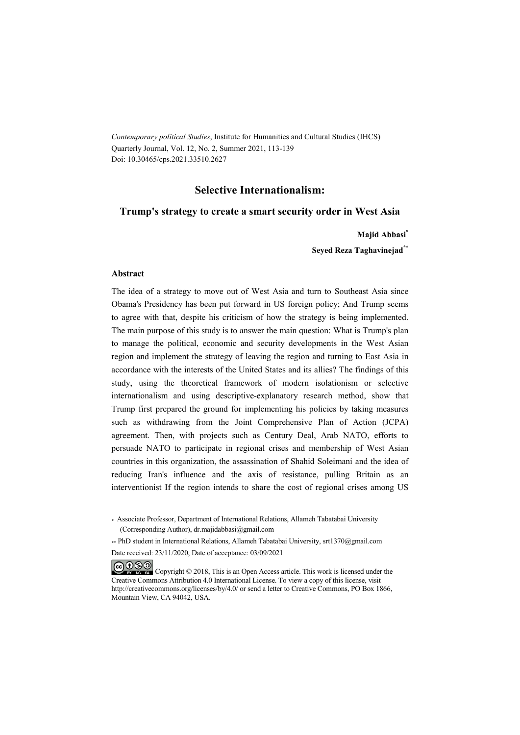*Contemporary political Studies*, Institute for Humanities and Cultural Studies (IHCS)
Quarterly Journal, Vol. 12, No. 2, Summer 2021, 113-139
Doi: 10.30465/cps.2021.33510.2627

# Selective Internationalism:

## Trump's strategy to create a smart security order in West Asia

**Majid Abbasi***

**Seyed Reza Taghavinejad****

### Abstract

The idea of a strategy to move out of West Asia and turn to Southeast Asia since Obama's Presidency has been put forward in US foreign policy; And Trump seems to agree with that, despite his criticism of how the strategy is being implemented. The main purpose of this study is to answer the main question: What is Trump's plan to manage the political, economic and security developments in the West Asian region and implement the strategy of leaving the region and turning to East Asia in accordance with the interests of the United States and its allies? The findings of this study, using the theoretical framework of modern isolationism or selective internationalism and using descriptive-explanatory research method, show that Trump first prepared the ground for implementing his policies by taking measures such as withdrawing from the Joint Comprehensive Plan of Action (JCPA) agreement. Then, with projects such as Century Deal, Arab NATO, efforts to persuade NATO to participate in regional crises and membership of West Asian countries in this organization, the assassination of Shahid Soleimani and the idea of reducing Iran's influence and the axis of resistance, pulling Britain as an interventionist If the region intends to share the cost of regional crises among US

\* Associate Professor, Department of International Relations, Allameh Tabatabai University (Corresponding Author), dr.majidabbasi@gmail.com

\*\* PhD student in International Relations, Allameh Tabatabai University, srt1370@gmail.com

Date received: 23/11/2020, Date of acceptance: 03/09/2021

Copyright © 2018, This is an Open Access article. This work is licensed under the Creative Commons Attribution 4.0 International License. To view a copy of this license, visit http://creativecommons.org/licenses/by/4.0/ or send a letter to Creative Commons, PO Box 1866, Mountain View, CA 94042, USA.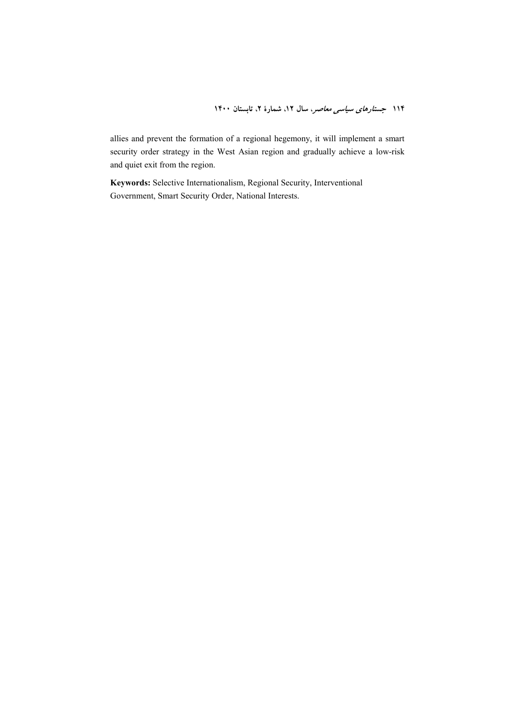allies and prevent the formation of a regional hegemony, it will implement a smart security order strategy in the West Asian region and gradually achieve a low-risk and quiet exit from the region.

**Keywords:** Selective Internationalism, Regional Security, Interventional Government, Smart Security Order, National Interests.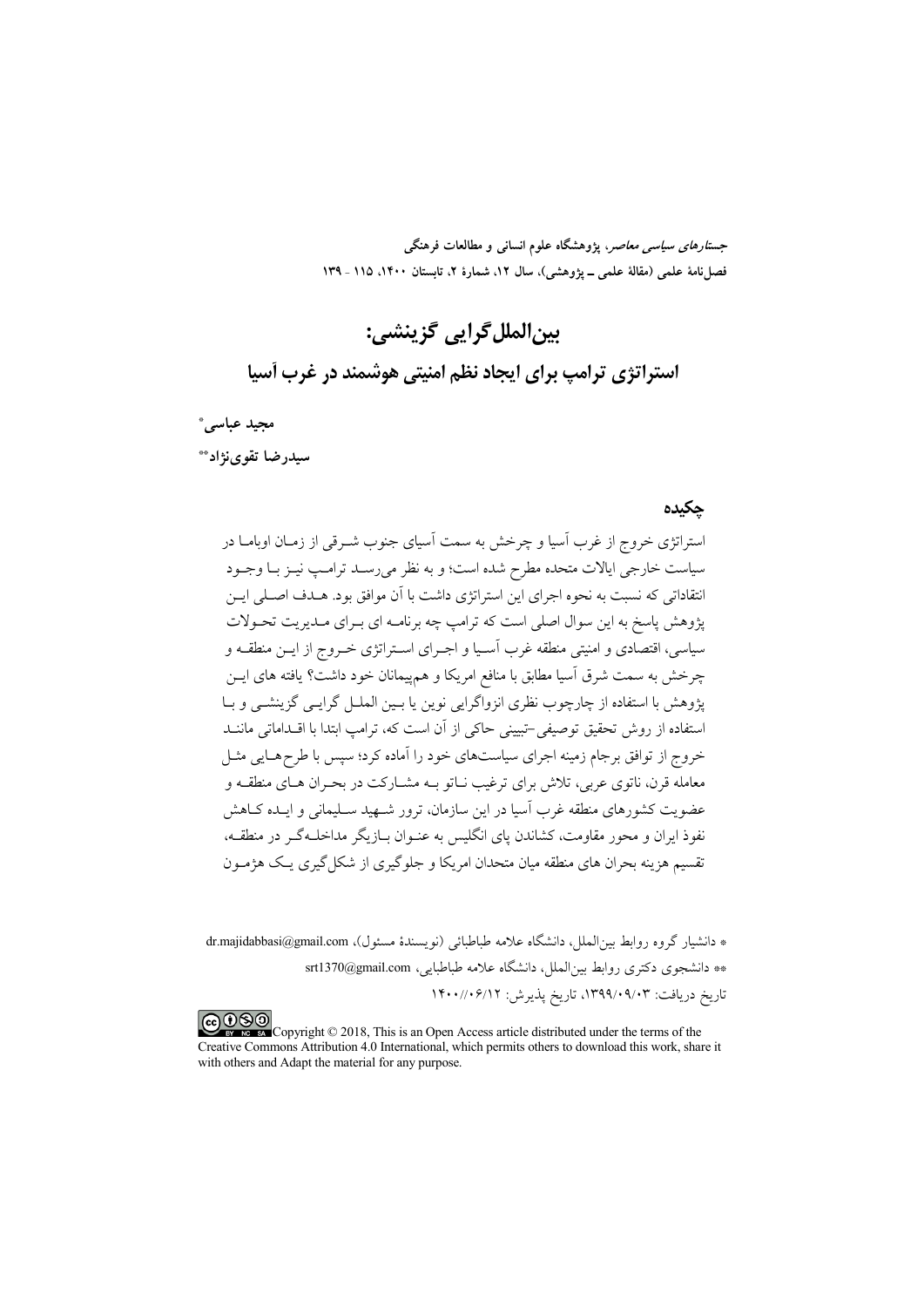# بین‌الملل‌گرایی گزینشی:

## استراتژی ترامپ برای ایجاد نظم امنیتی هوشمند در غرب آسیا

**مجید عباسی***

**سیدرضا تقوی‌نژاد****

### چکیده

استراتژی خروج از غرب آسیا و چرخش به سمت آسیای جنوب شرقی از زمان اوباما در سیاست خارجی ایالات متحده مطرح شده است؛ و به نظر می‌رسد ترامپ نیز با وجود انتقاداتی که نسبت به نحوه اجرای این استراتژی داشت با آن موافق بود. هدف اصلی این پژوهش پاسخ به این سوال اصلی است که ترامپ چه برنامه ای برای مدیریت تحولات سیاسی، اقتصادی و امنیتی منطقه غرب آسیا و اجرای استراتژی خروج از این منطقه و چرخش به سمت شرق آسیا مطابق با منافع امریکا و هم‌پیمانان خود داشت؟ یافته های این پژوهش با استفاده از چارچوب نظری انزواگرایی نوین یا بین الملل گرایی گزینشی و با استفاده از روش تحقیق توصیفی-تبیینی حاکی از آن است که، ترامپ ابتدا با اقداماتی مانند خروج از توافق برجام زمینه اجرای سیاست‌های خود را آماده کرد؛ سپس با طرح‌هایی مثل معامله قرن، ناتوی عربی، تلاش برای ترغیب ناتو به مشارکت در بحران های منطقه و عضویت کشورهای منطقه غرب آسیا در این سازمان، ترور شهید سلیمانی و ایده کاهش نفوذ ایران و محور مقاومت، کشاندن پای انگلیس به عنوان بازیگر مداخله‌گر در منطقه، تقسیم هزینه بحران های منطقه میان متحدان امریکا و جلوگیری از شکل‌گیری یک هژمون

---

* دانشیار گروه روابط بین‌الملل، دانشگاه علامه طباطبائی (نویسندۀ مسئول)، dr.majidabbasi@gmail.com

** دانشجوی دکتری روابط بین‌الملل، دانشگاه علامه طباطبایی، srt1370@gmail.com

تاریخ دریافت: ۱۳۹۹/۰۹/۰۳، تاریخ پذیرش: ۱۴۰۰/۰۶/۱۲

Copyright © 2018, This is an Open Access article distributed under the terms of the Creative Commons Attribution 4.0 International, which permits others to download this work, share it with others and Adapt the material for any purpose.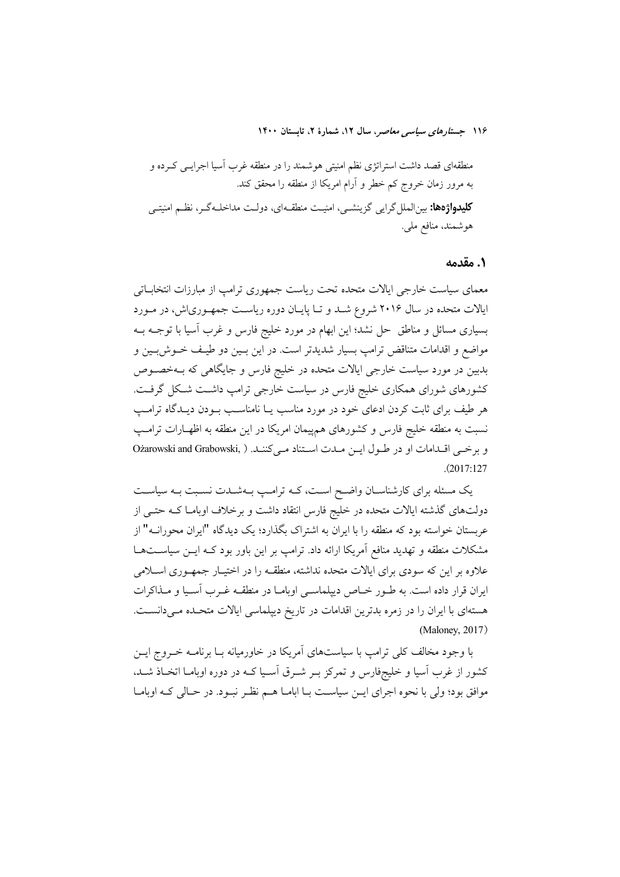منطقه‌ای قصد داشت استراتژی نظم امنیتی هوشمند را در منطقه غرب آسیا اجرایی کرده و به مرور زمان خروج کم خطر و آرام امریکا از منطقه را محقق کند.

**کلیدواژه‌ها:** بین‌الملل‌گرایی گزینشی، امنیت منطقه‌ای، دولت مداخله‌گر، نظم امنیتی هوشمند، منافع ملی.

## ۱. مقدمه

معمای سیاست خارجی ایالات متحده تحت ریاست جمهوری ترامپ از مبارزات انتخاباتی ایالات متحده در سال ۲۰۱۶ شروع شد و تا پایان دوره ریاست جمهوری‌اش، در مورد بسیاری مسائل و مناطق حل نشد؛ این ابهام در مورد خلیج فارس و غرب آسیا با توجه به مواضع و اقدامات متناقض ترامپ بسیار شدیدتر است. در این بین دو طیف خوش‌بین و بدبین در مورد سیاست خارجی ایالات متحده در خلیج فارس و جایگاهی که به‌خصوص کشورهای شورای همکاری خلیج فارس در سیاست خارجی ترامپ داشت شکل گرفت. هر طیف برای ثابت کردن ادعای خود در مورد مناسب یا نامناسب بودن دیدگاه ترامپ نسبت به منطقه خلیج فارس و کشورهای هم‌پیمان امریکا در این منطقه به اظهارات ترامپ و برخی اقدامات او در طول این مدت استناد می‌کنند. (Ożarowski and Grabowski, 2017:127).

یک مسئله برای کارشناسان واضح است، که ترامپ به‌شدت نسبت به سیاست دولت‌های گذشته ایالات متحده در خلیج فارس انتقاد داشت و برخلاف اوباما که حتی از عربستان خواسته بود که منطقه را با ایران به اشتراک بگذارد؛ یک دیدگاه "ایران محورانه" از مشکلات منطقه و تهدید منافع آمریکا ارائه داد. ترامپ بر این باور بود که این سیاست‌ها علاوه بر این که سودی برای ایالات متحده نداشته، منطقه را در اختیار جمهوری اسلامی ایران قرار داده است. به طور خاص دیپلماسی اوباما در منطقه غرب آسیا و مذاکرات هسته‌ای با ایران را در زمره بدترین اقدامات در تاریخ دیپلماسی ایالات متحده می‌دانست. (Maloney, 2017)

با وجود مخالف کلی ترامپ با سیاست‌های آمریکا در خاورمیانه با برنامه خروج این کشور از غرب آسیا و خلیج‌فارس و تمرکز بر شرق آسیا که در دوره اوباما اتخاذ شد، موافق بود؛ ولی با نحوه اجرای این سیاست با اباما هم نظر نبود. در حالی که اوباما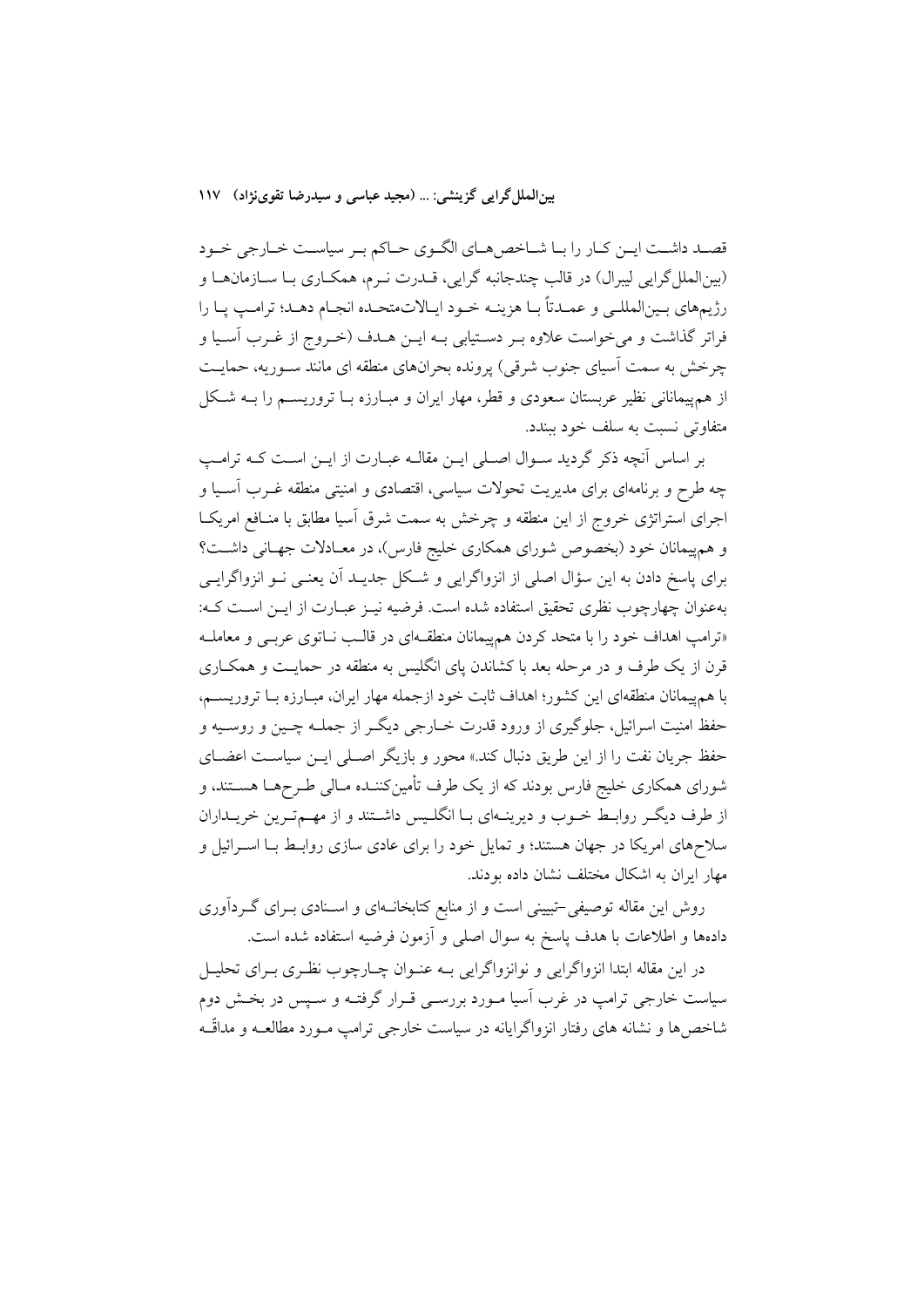قصد داشت این کار را با شاخص‌های الگوی حاکم بر سیاست خارجی خود (بین‌الملل‌گرایی لیبرال) در قالب چندجانبه گرایی، قدرت نرم، همکاری با سازمان‌ها و رژیم‌های بین‌المللی و عمدتاً با هزینه خود ایالات‌متحده انجام دهد؛ ترامپ پا را فراتر گذاشت و می‌خواست علاوه بر دستیابی به این هدف (خروج از غرب آسیا و چرخش به سمت آسیای جنوب شرقی) پرونده بحران‌های منطقه ای مانند سوریه، حمایت از هم‌پیمانانی نظیر عربستان سعودی و قطر، مهار ایران و مبارزه با تروریسم را به شکل متفاوتی نسبت به سلف خود ببندد.

بر اساس آنچه ذکر گردید سوال اصلی این مقاله عبارت از این است که ترامپ چه طرح و برنامه‌ای برای مدیریت تحولات سیاسی، اقتصادی و امنیتی منطقه غرب آسیا و اجرای استراتژی خروج از این منطقه و چرخش به سمت شرق آسیا مطابق با منافع امریکا و هم‌پیمانان خود (بخصوص شورای همکاری خلیج فارس)، در معادلات جهانی داشت؟ برای پاسخ دادن به این سؤال اصلی از انزواگرایی و شکل جدید آن یعنی نو انزواگرایی به‌عنوان چهارچوب نظری تحقیق استفاده شده است. فرضیه نیز عبارت از این است که: «ترامپ اهداف خود را با متحد کردن هم‌پیمانان منطقه‌ای در قالب ناتوی عربی و معامله قرن از یک طرف و در مرحله بعد با کشاندن پای انگلیس به منطقه در حمایت و همکاری با هم‌پیمانان منطقه‌ای این کشور؛ اهداف ثابت خود ازجمله مهار ایران، مبارزه با تروریسم، حفظ امنیت اسرائیل، جلوگیری از ورود قدرت خارجی دیگر از جمله چین و روسیه و حفظ جریان نفت را از این طریق دنبال کند.» محور و بازیگر اصلی این سیاست اعضای شورای همکاری خلیج فارس بودند که از یک طرف تأمین‌کننده مالی طرح‌ها هستند، و از طرف دیگر روابط خوب و دیرینه‌ای با انگلیس داشتند و از مهم‌ترین خریداران سلاح‌های امریکا در جهان هستند؛ و تمایل خود را برای عادی سازی روابط با اسرائیل و مهار ایران به اشکال مختلف نشان داده بودند.

روش این مقاله توصیفی–تبیینی است و از منابع کتابخانه‌ای و اسنادی برای گردآوری داده‌ها و اطلاعات با هدف پاسخ به سوال اصلی و آزمون فرضیه استفاده شده است.

در این مقاله ابتدا انزواگرایی و نوانزواگرایی به عنوان چارچوب نظری برای تحلیل سیاست خارجی ترامپ در غرب آسیا مورد بررسی قرار گرفته و سپس در بخش دوم شاخص‌ها و نشانه های رفتار انزواگرایانه در سیاست خارجی ترامپ مورد مطالعه و مداقّه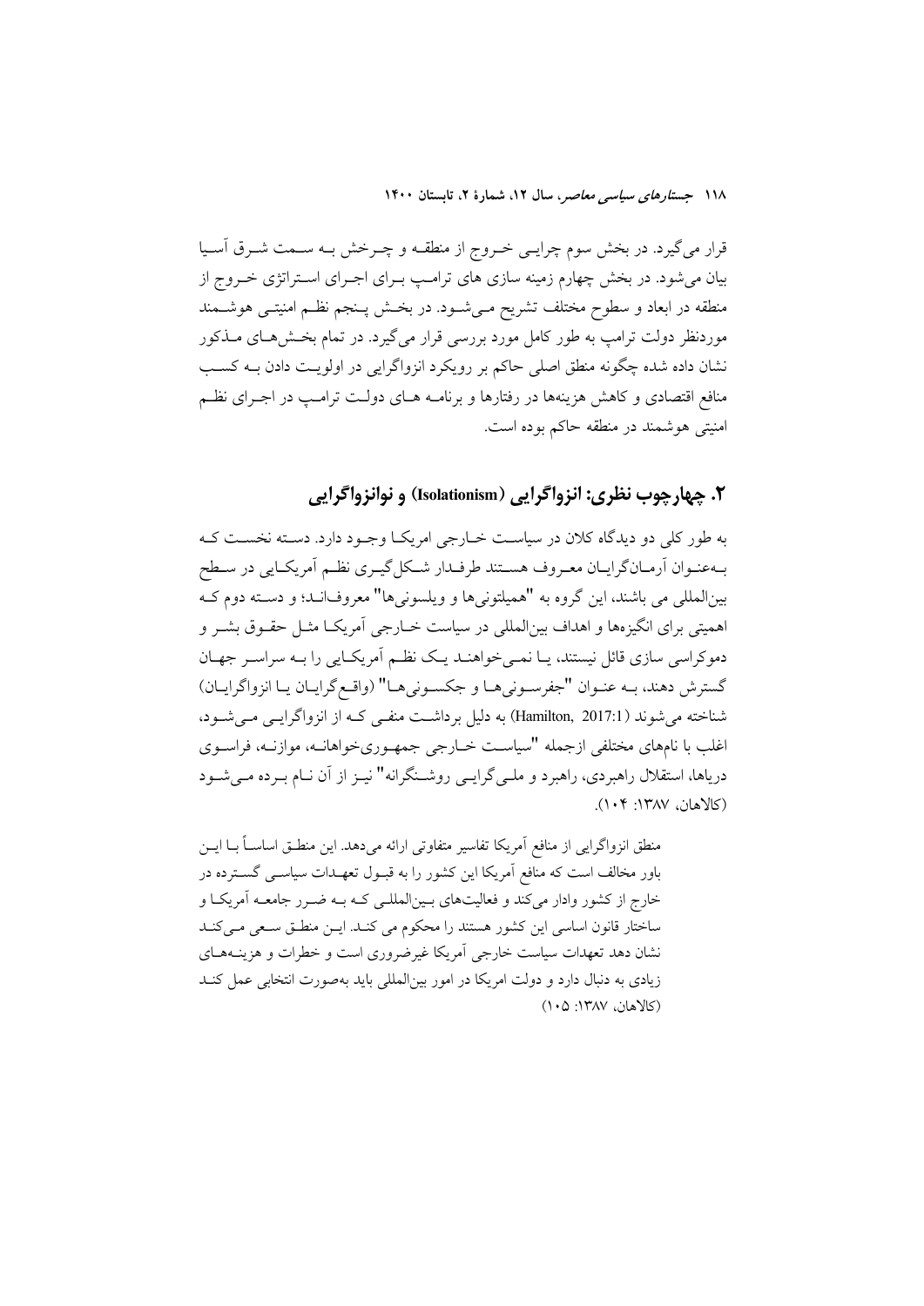قرار می‌گیرد. در بخش سوم چرایی خروج از منطقه و چرخش به سمت شرق آسیا بیان می‌شود. در بخش چهارم زمینه سازی های ترامپ برای اجرای استراتژی خروج از منطقه در ابعاد و سطوح مختلف تشریح می‌شود. در بخش پنجم نظم امنیتی هوشمند موردنظر دولت ترامپ به طور کامل مورد بررسی قرار می‌گیرد. در تمام بخش‌های مذکور نشان داده شده چگونه منطق اصلی حاکم بر رویکرد انزواگرایی در اولویت دادن به کسب منافع اقتصادی و کاهش هزینه‌ها در رفتارها و برنامه های دولت ترامپ در اجرای نظم امنیتی هوشمند در منطقه حاکم بوده است.

## ۲. چهارچوب نظری: انزواگرایی (Isolationism) و نوانزواگرایی

به طور کلی دو دیدگاه کلان در سیاست خارجی امریکا وجود دارد. دسته نخست که به‌عنوان آرمان‌گرایان معروف هستند طرفدار شکل‌گیری نظم آمریکایی در سطح بین‌المللی می باشند، این گروه به "همیلتونی‌ها و ویلسونی‌ها" معروفاند؛ و دسته دوم که اهمیتی برای انگیزه‌ها و اهداف بین‌المللی در سیاست خارجی آمریکا مثل حقوق بشر و دموکراسی سازی قائل نیستند، یا نمی‌خواهند یک نظم آمریکایی را به سراسر جهان گسترش دهند، به عنوان "جفرسونی‌ها و جکسونی‌ها" (واقع‌گرایان یا انزواگرایان) شناخته می‌شوند (Hamilton, 2017:1) به دلیل برداشت منفی که از انزواگرایی می‌شود، اغلب با نام‌های مختلفی ازجمله "سیاست خارجی جمهوری‌خواهانه، موازنه، فراسوی دریاها، استقلال راهبردی، راهبرد و ملی‌گرایی روشنگرانه" نیز از آن نام برده می‌شود (کالاهان، ۱۳۸۷: ۱۰۴).

> منطق انزواگرایی از منافع آمریکا تفاسیر متفاوتی ارائه می‌دهد. این منطق اساساً با این باور مخالف است که منافع آمریکا این کشور را به قبول تعهدات سیاسی گسترده در خارج از کشور وادار می‌کند و فعالیت‌های بین‌المللی که به ضرر جامعه آمریکا و ساختار قانون اساسی این کشور هستند را محکوم می کند. این منطق سعی می‌کند نشان دهد تعهدات سیاست خارجی آمریکا غیرضروری است و خطرات و هزینه‌های زیادی به دنبال دارد و دولت امریکا در امور بین‌المللی باید به‌صورت انتخابی عمل کند (کالاهان، ۱۳۸۷: ۱۰۵)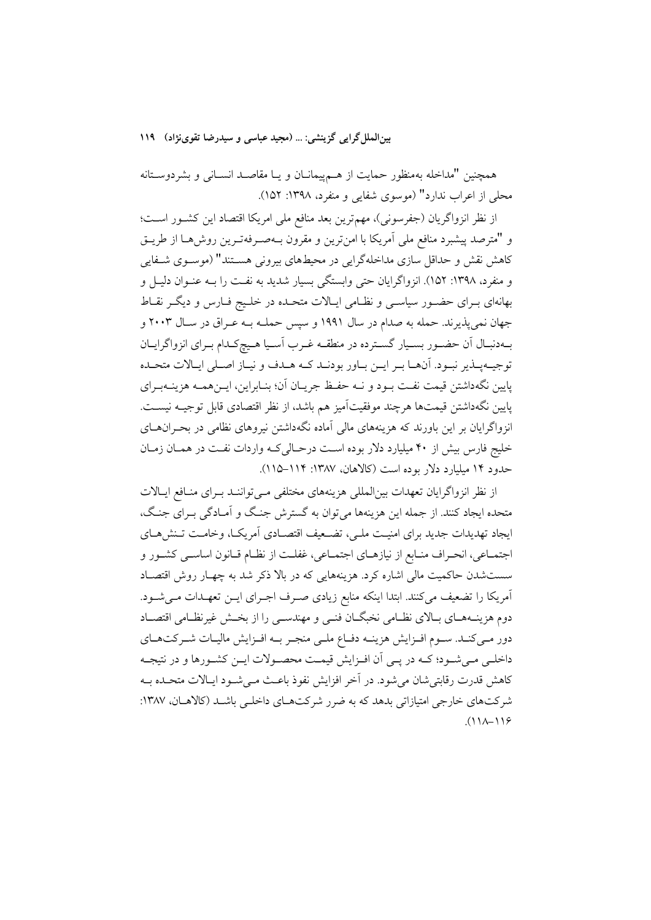همچنین "مداخله به‌منظور حمایت از هم‌پیمانان و یا مقاصد انسانی و بشردوستانه محلی از اعراب ندارد" (موسوی شفایی و منفرد، ۱۳۹۸: ۱۵۲).

از نظر انزواگرایان (جفرسونی)، مهم‌ترین بعد منافع ملی امریکا اقتصاد این کشور است؛ و "مترصد پیشبرد منافع ملی آمریکا با امن‌ترین و مقرون به‌صرفه‌ترین روش‌ها از طریق کاهش نقش و حداقل سازی مداخله‌گرایی در محیط‌های بیرونی هستند" (موسوی شفایی و منفرد، ۱۳۹۸: ۱۵۲). انزواگرایان حتی وابستگی بسیار شدید به نفت را به عنوان دلیل و بهانه‌ای برای حضور سیاسی و نظامی ایالات متحده در خلیج فارس و دیگر نقاط جهان نمی‌پذیرند. حمله به صدام در سال ۱۹۹۱ و سپس حمله به عراق در سال ۲۰۰۳ و به‌دنبال آن حضور بسیار گسترده در منطقه غرب آسیا هیچ‌کدام برای انزواگرایان توجیه‌پذیر نبود. آنها بر این باور بودند که هدف و نیاز اصلی ایالات متحده پایین نگه‌داشتن قیمت نفت بود و نه حفظ جریان آن؛ بنابراین، این‌همه هزینه‌برای پایین نگه‌داشتن قیمت‌ها هرچند موفقیت‌آمیز هم باشد، از نظر اقتصادی قابل توجیه نیست. انزواگرایان بر این باورند که هزینه‌های مالی آماده نگه‌داشتن نیروهای نظامی در بحران‌های خلیج فارس بیش از ۴۰ میلیارد دلار بوده است درحالی‌که واردات نفت در همان زمان حدود ۱۴ میلیارد دلار بوده است (کالاهان، ۱۳۸۷: ۱۱۴–۱۱۵).

از نظر انزواگرایان تعهدات بین‌المللی هزینه‌های مختلفی می‌توانند برای منافع ایالات متحده ایجاد کنند. از جمله این هزینه‌ها می‌توان به گسترش جنگ و آمادگی برای جنگ، ایجاد تهدیدات جدید برای امنیت ملی، تضعیف اقتصادی آمریکا، وخامت تنش‌های اجتماعی، انحراف منابع از نیازهای اجتماعی، غفلت از نظام قانون اساسی کشور و سست‌شدن حاکمیت مالی اشاره کرد. هزینه‌هایی که در بالا ذکر شد به چهار روش اقتصاد آمریکا را تضعیف می‌کنند. ابتدا اینکه منابع زیادی صرف اجرای این تعهدات می‌شود. دوم هزینه‌های بالای نظامی نخبگان فنی و مهندسی را از بخش غیرنظامی اقتصاد دور می‌کند. سوم افزایش هزینه دفاع ملی منجر به افزایش مالیات شرکت‌های داخلی می‌شود؛ که در پی آن افزایش قیمت محصولات این کشورها و در نتیجه کاهش قدرت رقابتی‌شان می‌شود. در آخر افزایش نفوذ باعث می‌شود ایالات متحده به شرکت‌های خارجی امتیازاتی بدهد که به ضرر شرکت‌های داخلی باشد (کالاهان، ۱۳۸۷: ۱۱۶–۱۱۸).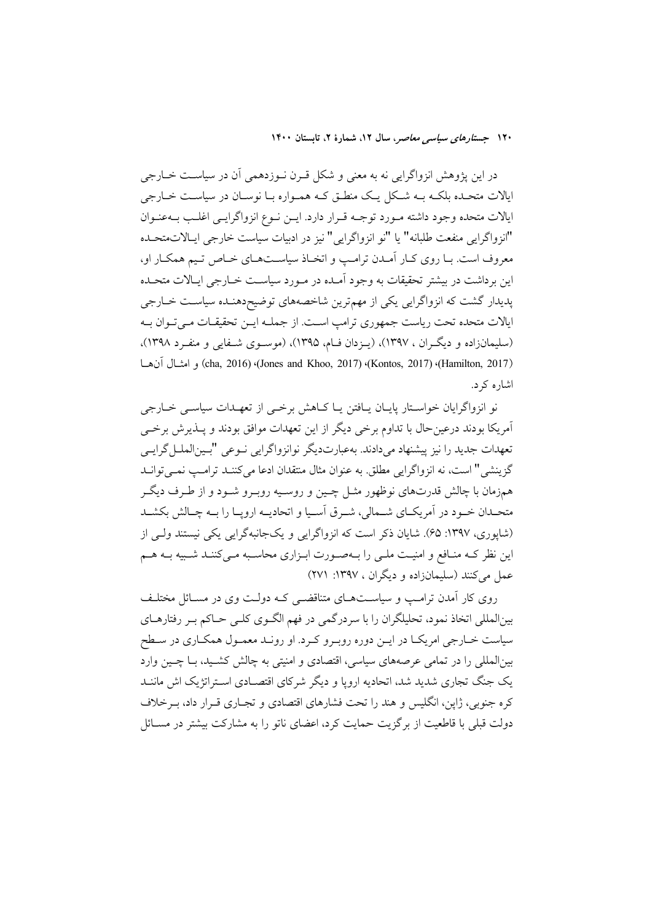در این پژوهش انزواگرایی نه به معنی و شکل قرن نوزدهمی آن در سیاست خارجی ایالات متحده بلکه به شکل یک منطق که همواره با نوسان در سیاست خارجی ایالات متحده وجود داشته مورد توجه قرار دارد. این نوع انزواگرایی اغلب به‌عنوان "انزواگرایی منفعت طلبانه" یا "نو انزواگرایی" نیز در ادبیات سیاست خارجی ایالات‌متحده معروف است. با روی کار آمدن ترامپ و اتخاذ سیاست‌های خاص تیم همکار او، این برداشت در بیشتر تحقیقات به وجود آمده در مورد سیاست خارجی ایالات متحده پدیدار گشت که انزواگرایی یکی از مهم‌ترین شاخصه‌های توضیح‌دهنده سیاست خارجی ایالات متحده تحت ریاست جمهوری ترامپ است. از جمله این تحقیقات می‌توان به (سلیمان‌زاده و دیگران ، ۱۳۹۷)، (یزدان فام، ۱۳۹۵)، (موسوی شفایی و منفرد ۱۳۹۸)، (Hamilton, 2017)، (Kontos, 2017)، (Jones and Khoo, 2017)، (cha, 2016) و امثال آن‌ها اشاره کرد.

نو انزواگرایان خواستار پایان یافتن یا کاهش برخی از تعهدات سیاسی خارجی آمریکا بودند درعین‌حال با تداوم برخی دیگر از این تعهدات موافق بودند و پذیرش برخی تعهدات جدید را نیز پیشنهاد می‌دادند. به‌عبارت‌دیگر نوانزواگرایی نوعی "بین‌الملل‌گرایی گزینشی" است، نه انزواگرایی مطلق. به عنوان مثال منتقدان ادعا می‌کنند ترامپ نمی‌تواند هم‌زمان با چالش قدرت‌های نوظهور مثل چین و روسیه روبرو شود و از طرف دیگر متحدان خود در آمریکای شمالی، شرق آسیا و اتحادیه اروپا را به چالش بکشد (شاپوری، ۱۳۹۷: ۶۵). شایان ذکر است که انزواگرایی و یک‌جانبه‌گرایی یکی نیستند ولی از این نظر که منافع و امنیت ملی را به‌صورت ابزاری محاسبه می‌کنند شبیه به هم عمل می‌کنند (سلیمان‌زاده و دیگران ، ۱۳۹۷: ۲۷۱)

روی کار آمدن ترامپ و سیاست‌های متناقضی که دولت وی در مسائل مختلف بین‌المللی اتخاذ نمود، تحلیلگران را با سردرگمی در فهم الگوی کلی حاکم بر رفتارهای سیاست خارجی امریکا در این دوره روبرو کرد. او روند معمول همکاری در سطح بین‌المللی را در تمامی عرصه‌های سیاسی، اقتصادی و امنیتی به چالش کشید، با چین وارد یک جنگ تجاری شدید شد، اتحادیه اروپا و دیگر شرکای اقتصادی استراتژیک اش مانند کره جنوبی، ژاپن، انگلیس و هند را تحت فشارهای اقتصادی و تجاری قرار داد، برخلاف دولت قبلی با قاطعیت از برگزیت حمایت کرد، اعضای ناتو را به مشارکت بیشتر در مسائل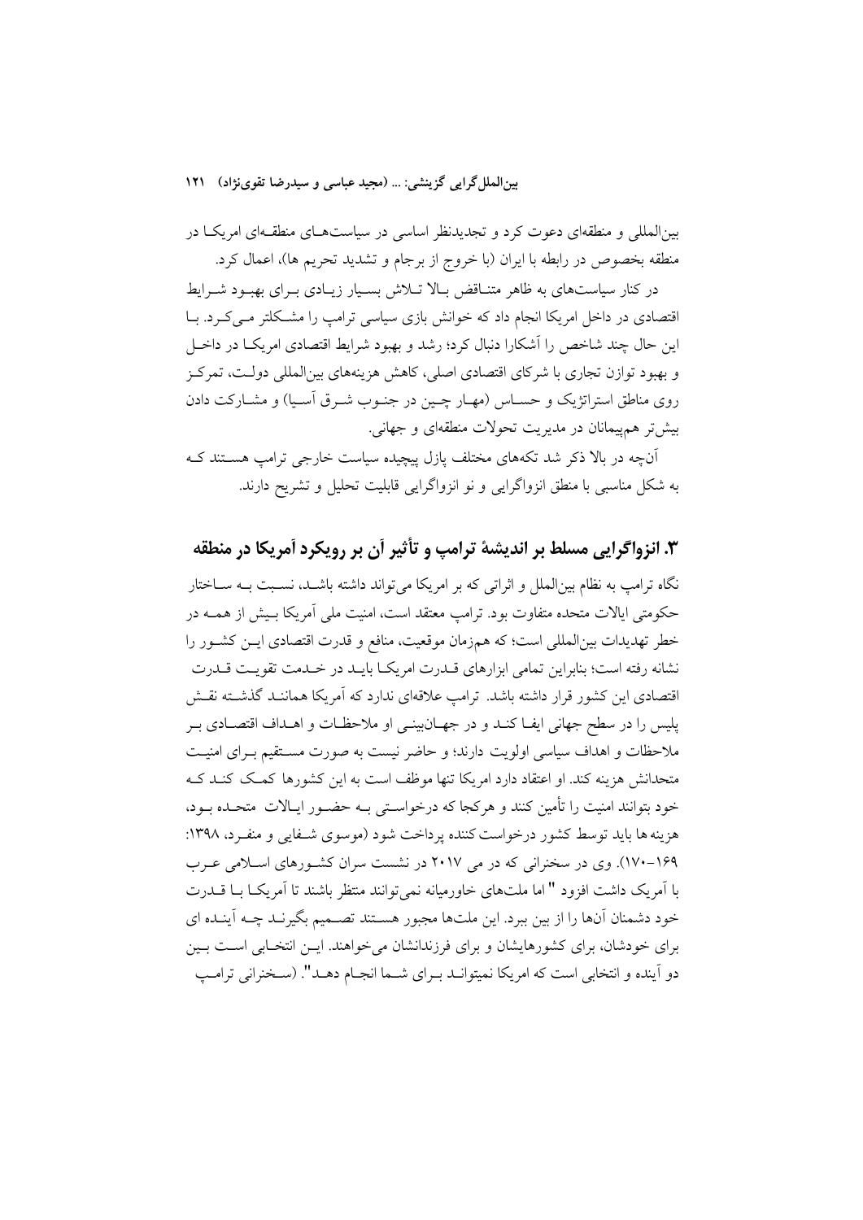بین‌المللی و منطقه‌ای دعوت کرد و تجدیدنظر اساسی در سیاست‌های منطقه‌ای امریکا در منطقه بخصوص در رابطه با ایران (با خروج از برجام و تشدید تحریم ها)، اعمال کرد.

در کنار سیاست‌های به ظاهر متناقض بالا تلاش بسیار زیادی برای بهبود شرایط اقتصادی در داخل امریکا انجام داد که خوانش بازی سیاسی ترامپ را مشکلتر می‌کرد. با این حال چند شاخص را آشکارا دنبال کرد؛ رشد و بهبود شرایط اقتصادی امریکا در داخل و بهبود توازن تجاری با شرکای اقتصادی اصلی، کاهش هزینههای بین‌المللی دولت، تمرکز روی مناطق استراتژیک و حساس (مهار چین در جنوب شرق آسیا) و مشارکت دادن بیش‌تر هم‌پیمانان در مدیریت تحولات منطقه‌ای و جهانی.

آنچه در بالا ذکر شد تکه‌های مختلف پازل پیچیده سیاست خارجی ترامپ هستند که به شکل مناسبی با منطق انزواگرایی و نو انزواگرایی قابلیت تحلیل و تشریح دارند.

## ۳. انزواگرایی مسلط بر اندیشهٔ ترامپ و تأثیر آن بر رویکرد آمریکا در منطقه

نگاه ترامپ به نظام بین‌الملل و اثراتی که بر امریکا می‌تواند داشته باشد، نسبت به ساختار حکومتی ایالات متحده متفاوت بود. ترامپ معتقد است، امنیت ملی آمریکا بیش از همه در خطر تهدیدات بین‌المللی است؛ که هم‌زمان موقعیت، منافع و قدرت اقتصادی این کشور را نشانه رفته است؛ بنابراین تمامی ابزارهای قدرت امریکا باید در خدمت تقویت قدرت اقتصادی این کشور قرار داشته باشد. ترامپ علاقه‌ای ندارد که آمریکا همانند گذشته نقش پلیس را در سطح جهانی ایفا کند و در جهان‌بینی او ملاحظات و اهداف اقتصادی بر ملاحظات و اهداف سیاسی اولویت دارند؛ و حاضر نیست به صورت مستقیم برای امنیت متحدانش هزینه کند. او اعتقاد دارد امریکا تنها موظف است به این کشورها کمک کند که خود بتوانند امنیت را تأمین کنند و هرکجا که درخواستی به حضور ایالات متحده بود، هزینه ها باید توسط کشور درخواست کننده پرداخت شود (موسوی شفایی و منفرد، ۱۳۹۸: ۱۶۹–۱۷۰). وی در سخنرانی که در می ۲۰۱۷ در نشست سران کشورهای اسلامی عرب با آمریک داشت افزود " اما ملت‌های خاورمیانه نمی‌توانند منتظر باشند تا آمریکا با قدرت خود دشمنان آنها را از بین ببرد. این ملت‌ها مجبور هستند تصمیم بگیرند چه آینده ای برای خودشان، برای کشورهایشان و برای فرزندانشان می‌خواهند. این انتخابی است بین دو آینده و انتخابی است که امریکا نمیتواند برای شما انجام دهد". (سخنرانی ترامپ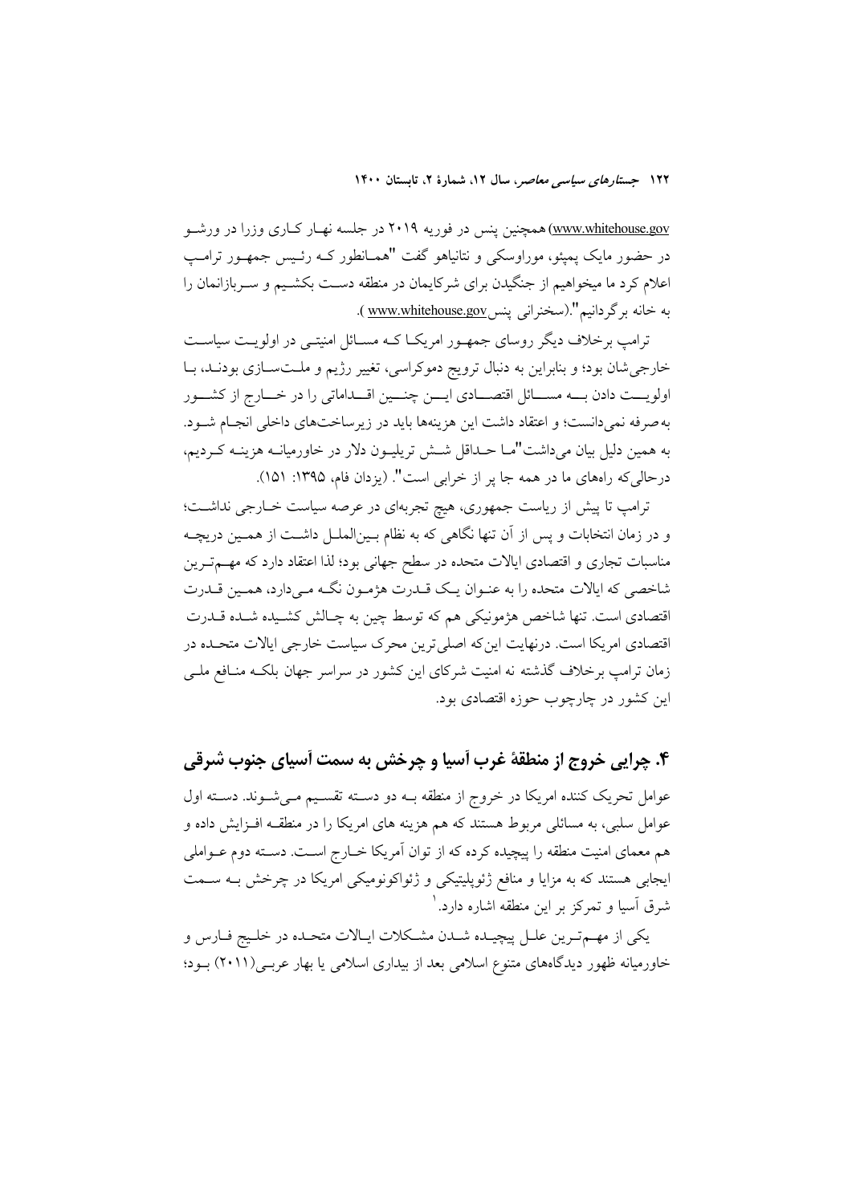www.whitehouse.gov) همچنین پنس در فوریه ۲۰۱۹ در جلسه نهار کاری وزرا در ورشو در حضور مایک پمپئو، موراوسکی و نتانیاهو گفت "همانطور که رئیس جمهور ترامپ اعلام کرد ما میخواهیم از جنگیدن برای شرکایمان در منطقه دست بکشیم و سربازانمان را به خانه برگردانیم".(سخنرانی پنس www.whitehouse.gov ).

ترامپ برخلاف دیگر روسای جمهور امریکا که مسائل امنیتی در اولویت سیاست خارجی‌شان بود؛ و بنابراین به دنبال ترویج دموکراسی، تغییر رژیم و ملت‌سازی بودند، با اولویت دادن به مسائل اقتصادی این چنین اقداماتی را در خارج از کشور به‌صرفه نمی‌دانست؛ و اعتقاد داشت این هزینه‌ها باید در زیرساخت‌های داخلی انجام شود. به همین دلیل بیان می‌داشت"ما حداقل شش تریلیون دلار در خاورمیانه هزینه کردیم، درحالی‌که راه‌های ما در همه جا پر از خرابی است". (یزدان فام، ۱۳۹۵: ۱۵۱).

ترامپ تا پیش از ریاست جمهوری، هیچ تجربه‌ای در عرصه سیاست خارجی نداشت؛ و در زمان انتخابات و پس از آن تنها نگاهی که به نظام بین‌الملل داشت از همین دریچه مناسبات تجاری و اقتصادی ایالات متحده در سطح جهانی بود؛ لذا اعتقاد دارد که مهم‌ترین شاخصی که ایالات متحده را به عنوان یک قدرت هژمون نگه می‌دارد، همین قدرت اقتصادی است. تنها شاخص هژمونیکی هم که توسط چین به چالش کشیده شده قدرت اقتصادی امریکا است. درنهایت این‌که اصلی‌ترین محرک سیاست خارجی ایالات متحده در زمان ترامپ برخلاف گذشته نه امنیت شرکای این کشور در سراسر جهان بلکه منافع ملی این کشور در چارچوب حوزه اقتصادی بود.

## ۴. چرایی خروج از منطقهٔ غرب آسیا و چرخش به سمت آسیای جنوب شرقی

عوامل تحریک کننده امریکا در خروج از منطقه به دو دسته تقسیم می‌شوند. دسته اول عوامل سلبی، به مسائلی مربوط هستند که هم هزینه های امریکا را در منطقه افزایش داده و هم معمای امنیت منطقه را پیچیده کرده که از توان آمریکا خارج است. دسته دوم عواملی ایجابی هستند که به مزایا و منافع ژئوپلیتیکی و ژئواکونومیکی امریکا در چرخش به سمت شرق آسیا و تمرکز بر این منطقه اشاره دارد.[1]

یکی از مهم‌ترین علل پیچیده شدن مشکلات ایالات متحده در خلیج فارس و خاورمیانه ظهور دیدگاه‌های متنوع اسلامی بعد از بیداری اسلامی یا بهار عربی(۲۰۱۱) بود؛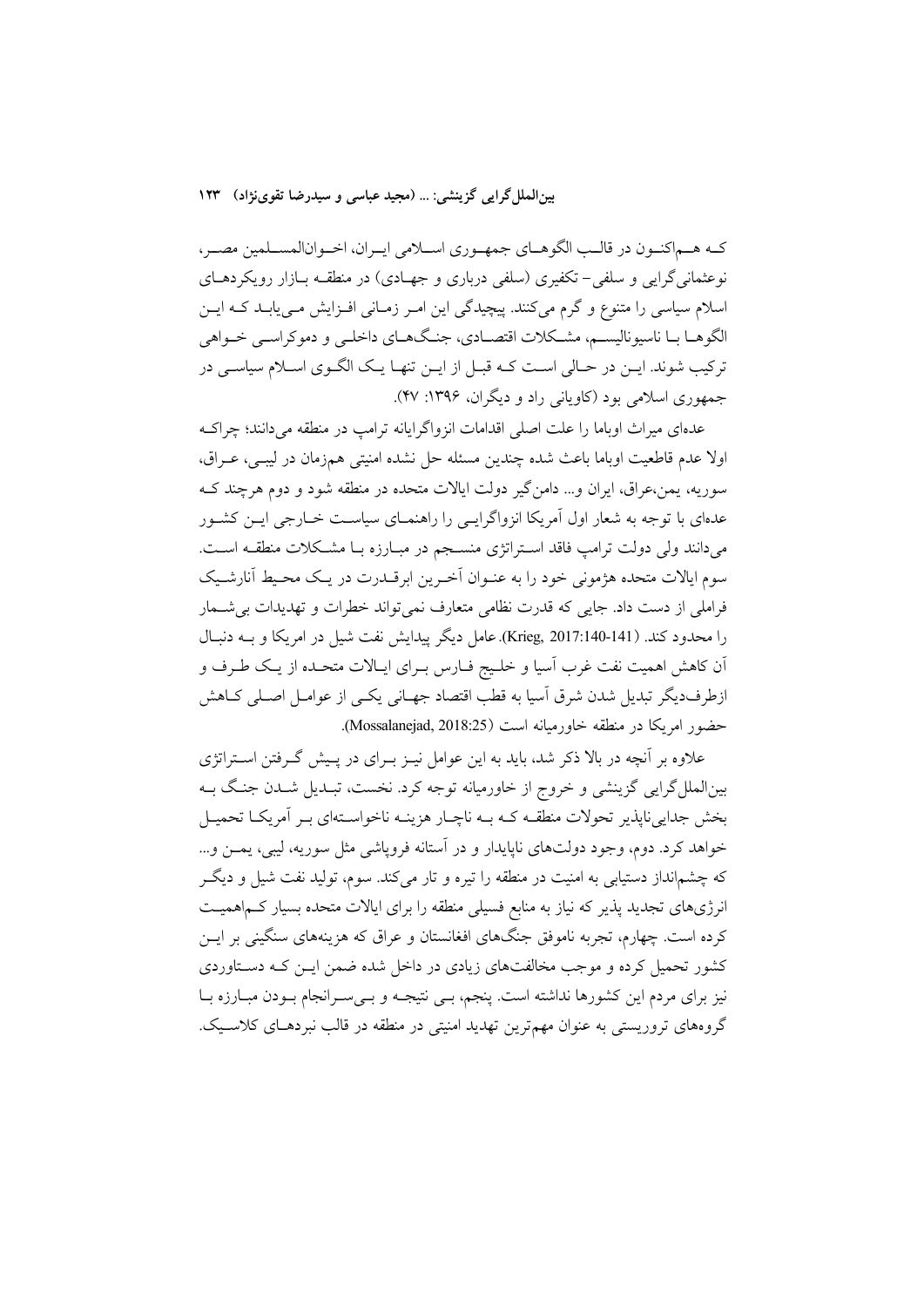که هم‌اکنون در قالب الگوهای جمهوری اسلامی ایران، اخوان‌المسلمین مصر، نوعثمانی‌گرایی و سلفی- تکفیری (سلفی درباری و جهادی) در منطقه بازار رویکردهای اسلام سیاسی را متنوع و گرم می‌کنند. پیچیدگی این امر زمانی افزایش می‌یابد که این الگوها با ناسیونالیسم، مشکلات اقتصادی، جنگ‌های داخلی و دموکراسی خواهی ترکیب شوند. این در حالی است که قبل از این تنها یک الگوی اسلام سیاسی در جمهوری اسلامی بود (کاویانی راد و دیگران، ۱۳۹۶: ۴۷).

عده‌ای میراث اوباما را علت اصلی اقدامات انزواگرایانه ترامپ در منطقه می‌دانند؛ چراکه اولا عدم قاطعیت اوباما باعث شده چندین مسئله حل نشده امنیتی هم‌زمان در لیبی، عراق، سوریه، یمن،عراق، ایران و... دامن‌گیر دولت ایالات متحده در منطقه شود و دوم هرچند که عده‌ای با توجه به شعار اول آمریکا انزواگرایی را راهنمای سیاست خارجی این کشور می‌دانند ولی دولت ترامپ فاقد استراتژی منسجم در مبارزه با مشکلات منطقه است. سوم ایالات متحده هژمونی خود را به عنوان آخرین ابرقدرت در یک محیط آنارشیک فراملی از دست داد. جایی که قدرت نظامی متعارف نمی‌تواند خطرات و تهدیدات بی‌شمار را محدود کند. (Krieg, 2017:140-141). عامل دیگر پیدایش نفت شیل در امریکا و به دنبال آن کاهش اهمیت نفت غرب آسیا و خلیج فارس برای ایالات متحده از یک طرف و ازطرف‌دیگر تبدیل شدن شرق آسیا به قطب اقتصاد جهانی یکی از عوامل اصلی کاهش حضور امریکا در منطقه خاورمیانه است (Mossalanejad, 2018:25).

علاوه بر آنچه در بالا ذکر شد، باید به این عوامل نیز برای در پیش گرفتن استراتژی بین‌الملل‌گرایی گزینشی و خروج از خاورمیانه توجه کرد. نخست، تبدیل شدن جنگ به بخش جدایی‌ناپذیر تحولات منطقه که به ناچار هزینه ناخواسته‌ای بر آمریکا تحمیل خواهد کرد. دوم، وجود دولت‌های ناپایدار و در آستانه فروپاشی مثل سوریه، لیبی، یمن و... که چشم‌انداز دستیابی به امنیت در منطقه را تیره و تار می‌کند. سوم، تولید نفت شیل و دیگر انرژی‌های تجدید پذیر که نیاز به منابع فسیلی منطقه را برای ایالات متحده بسیار کم‌اهمیت کرده است. چهارم، تجربه ناموفق جنگ‌های افغانستان و عراق که هزینه‌های سنگینی بر این کشور تحمیل کرده و موجب مخالفت‌های زیادی در داخل شده ضمن این که دستاوردی نیز برای مردم این کشورها نداشته است. پنجم، بی نتیجه و بی‌سرانجام بودن مبارزه با گروه‌های تروریستی به عنوان مهم‌ترین تهدید امنیتی در منطقه در قالب نبردهای کلاسیک.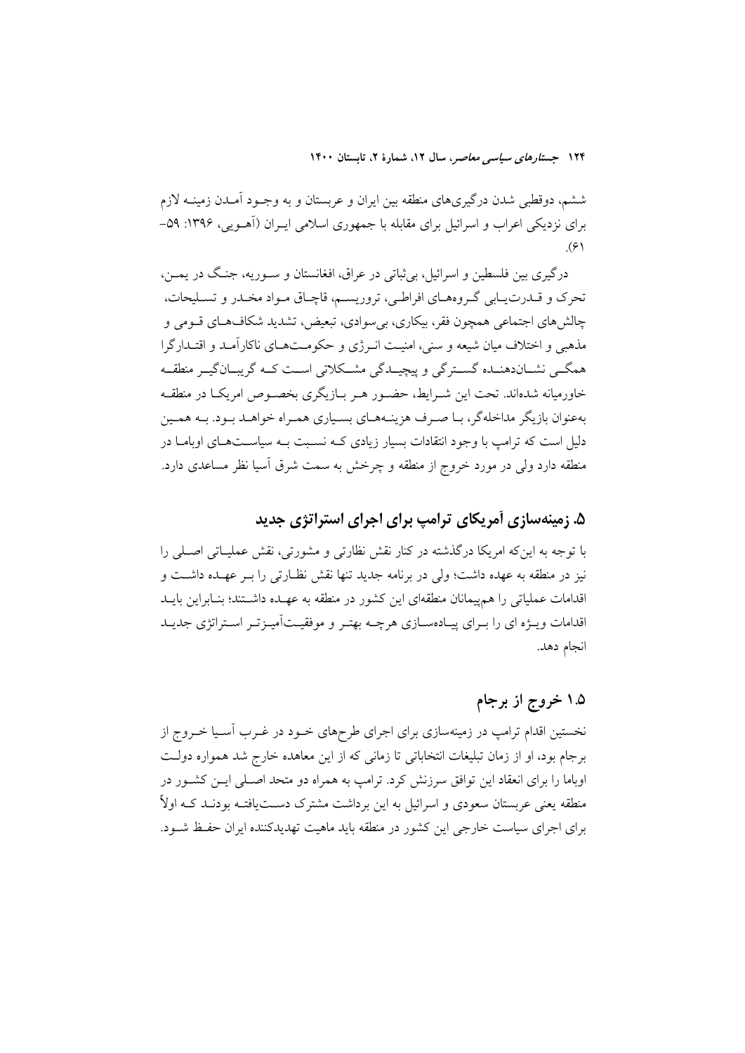ششم، دوقطبی شدن درگیری‌های منطقه بین ایران و عربستان و به وجـود آمـدن زمینـه لازم برای نزدیکی اعراب و اسرائیل برای مقابله با جمهوری اسلامی ایـران (آهـویی، ۱۳۹۶: ۵۹-۶۱).

درگیری بین فلسطین و اسرائیل، بی‌ثباتی در عراق، افغانستان و سـوریه، جنگ در یمـن، تحرک و قـدرت‌یـابی گـروه‌هـای افراطـی، تروریسـم، قاچـاق مـواد مخـدر و تسـلیحات، چالش‌های اجتماعی همچون فقر، بیکاری، بی‌سوادی، تبعیض، تشدید شکاف‌هـای قـومی و مذهبی و اختلاف میان شیعه و سنی، امنیـت انـرژی و حکومـت‌هـای ناکارآمـد و اقتـدارگرا همگـی نشـان‌دهنـده گسـترگی و پیچیـدگی مشـکلاتی اسـت کـه گریبـان‌گیـر منطقـه خاورمیانه شده‌اند. تحت این شـرایط، حضـور هـر بـازیگری بخصـوص امریکـا در منطقـه به‌عنوان بازیگر مداخله‌گر، بـا صـرف هزینـه‌هـای بسـیاری همـراه خواهـد بـود. بـه همـین دلیل است که ترامپ با وجود انتقادات بسیار زیادی کـه نسـبت بـه سیاسـت‌هـای اوبامـا در منطقه دارد ولی در مورد خروج از منطقه و چرخش به سمت شرق آسیا نظر مساعدی دارد.

## ۵. زمینه‌سازی آمریکای ترامپ برای اجرای استراتژی جدید

با توجه به این‌که امریکا درگذشته در کنار نقش نظارتی و مشورتی، نقش عملیـاتی اصـلی را نیز در منطقه به عهده داشت؛ ولی در برنامه جدید تنها نقش نظـارتی را بـر عهـده داشـت و اقدامات عملیاتی را هم‌پیمانان منطقه‌ای این کشور در منطقه به عهـده داشـتند؛ بنـابراین بایـد اقدامات ویـژه ای را بـرای پیـاده‌سـازی هرچـه بهتـر و موفقیـت‌آمیـزتـر اسـتراتژی جدیـد انجام دهد.

### ۱.۵ خروج از برجام

نخستین اقدام ترامپ در زمینه‌سازی برای اجرای طرح‌های خـود در غـرب آسـیا خـروج از برجام بود، او از زمان تبلیغات انتخاباتی تا زمانی که از این معاهده خارج شد همواره دولـت اوباما را برای انعقاد این توافق سرزنش کرد. ترامپ به همراه دو متحد اصـلی ایـن کشـور در منطقه یعنی عربستان سعودی و اسرائیل به این برداشت مشترک دسـت‌یافتـه بودنـد کـه اولاً برای اجرای سیاست خارجی این کشور در منطقه باید ماهیت تهدیدکننده ایران حفـظ شـود.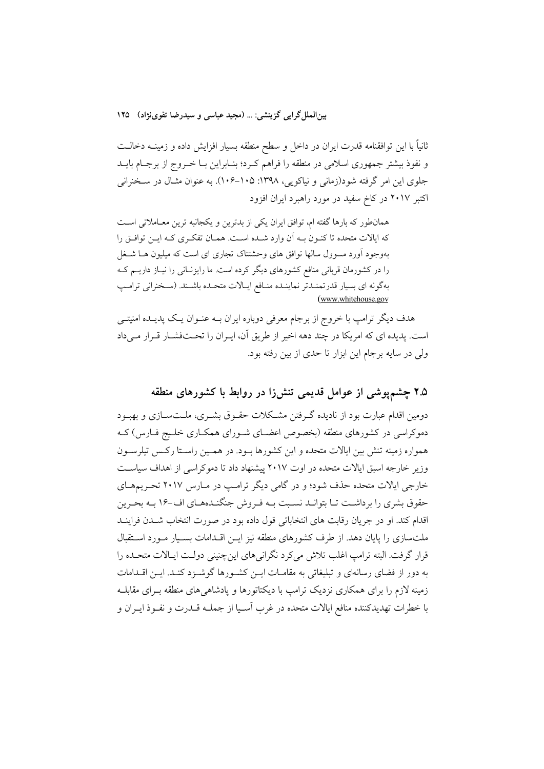ثانیاً با این توافقنامه قدرت ایران در داخل و سطح منطقه بسیار افزایش داده و زمینـه دخالـت و نفوذ بیشتر جمهوری اسلامی در منطقه را فراهم کـرد؛ بنـابراین بـا خـروج از برجـام بایـد جلوی این امر گرفته شود(زمانی و نیاکویی، ۱۳۹۸: ۱۰۵–۱۰۶). به عنوان مثـال در سـخنرانی اکتبر ۲۰۱۷ در کاخ سفید در مورد راهبرد ایران افزود

> همان‌طور که بارها گفته ام، توافق ایران یکی از بدترین و یکجانبه ترین معـاملاتی اسـت که ایالات متحده تا کنـون بـه آن وارد شـده اسـت. همـان تفکـری کـه ایـن توافـق را به‌وجود آورد مسوول سالها توافق های وحشتناک تجاری ای است که میلیون هـا شـغل را در کشورمان قربانی منافع کشورهای دیگر کرده است. ما رایزنـانی را نیـاز داریـم کـه به‌گونه ای بسیار قدرتمنـدتر نماینـده منـافع ایـالات متحـده باشـند. (سـخنرانی ترامـپ (www.whitehouse.gov

هدف دیگر ترامپ با خروج از برجام معرفی دوباره ایران بـه عنـوان یـک پدیـده امنیتـی است. پدیده ای که امریکا در چند دهه اخیر از طریق آن، ایـران را تحـت‌فشـار قـرار مـی‌داد ولی در سایه برجام این ابزار تا حدی از بین رفته بود.

## ۲.۵ چشم‌پوشی از عوامل قدیمی تنش‌زا در روابط با کشورهای منطقه

دومین اقدام عبارت بود از نادیده گـرفتن مشـکلات حقـوق بشـری، ملـت‌سـازی و بهبـود دموکراسی در کشورهای منطقه (بخصوص اعضـای شـورای همکـاری خلـیج فـارس) کـه همواره زمینه تنش بین ایالات متحده و این کشورها بـود. در همـین راسـتا رکـس تیلرسـون وزیر خارجه اسبق ایالات متحده در اوت ۲۰۱۷ پیشنهاد داد تا دموکراسی از اهداف سیاسـت خارجی ایالات متحده حذف شود؛ و در گامی دیگر ترامـپ در مـارس ۲۰۱۷ تحـریم‌هـای حقوق بشری را برداشـت تـا بتوانـد نسـبت بـه فـروش جنگنـده‌هـای اف–۱۶ بـه بحـرین اقدام کند. او در جریان رقابت های انتخاباتی قول داده بود در صورت انتخاب شـدن فراینـد ملت‌سازی را پایان دهد. از طرف کشورهای منطقه نیز ایـن اقـدامات بسـیار مـورد اسـتقبال قرار گرفت. البته ترامپ اغلب تلاش می‌کرد نگرانی‌های این‌چنینی دولـت ایـالات متحـده را به دور از فضای رسانه‌ای و تبلیغاتی به مقامـات ایـن کشـورها گوشـزد کنـد. ایـن اقـدامات زمینه لازم را برای همکاری نزدیک ترامپ با دیکتاتورها و پادشاهی‌های منطقه بـرای مقابلـه با خطرات تهدیدکننده منافع ایالات متحده در غرب آسـیا از جملـه قـدرت و نفـوذ ایـران و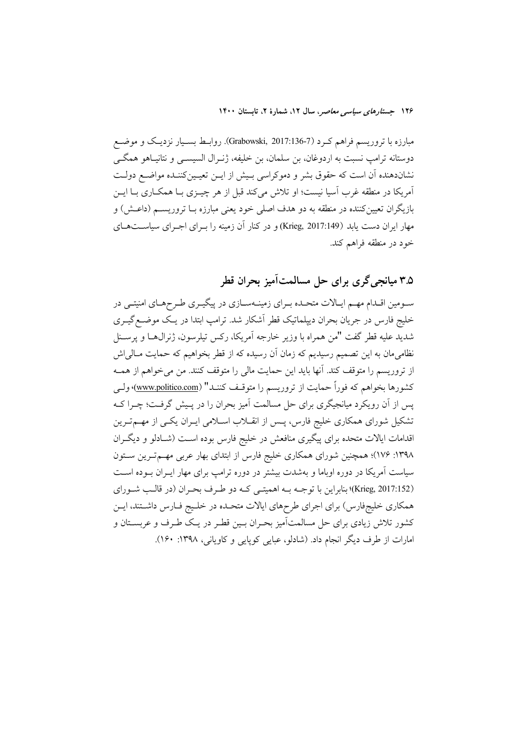مبارزه با تروریسم فراهم کرد (Grabowski, 2017:136-7). روابط بسیار نزدیک و موضع دوستانه ترامپ نسبت به اردوغان، بن سلمان، بن خلیفه، ژنرال السیسی و نتانیاهو همگی نشان‌دهنده آن است که حقوق بشر و دموکراسی بیش از این تعیین‌کننده مواضع دولت آمریکا در منطقه غرب آسیا نیست؛ او تلاش می‌کند قبل از هر چیزی با همکاری با این بازیگران تعیین‌کننده در منطقه به دو هدف اصلی خود یعنی مبارزه با تروریسم (داعش) و مهار ایران دست یابد (Krieg, 2017:149) و در کنار آن زمینه را برای اجرای سیاست‌های خود در منطقه فراهم کند.

## ۳.۵ میانجی‌گری برای حل مسالمت‌آمیز بحران قطر

سومین اقدام مهم ایالات متحده برای زمینه‌سازی در پیگیری طرح‌های امنیتی در خلیج فارس در جریان بحران دیپلماتیک قطر آشکار شد. ترامپ ابتدا در یک موضع‌گیری شدید علیه قطر گفت "من همراه با وزیر خارجه آمریکا، رکس تیلرسون، ژنرال‌ها و پرسنل نظامی‌مان به این تصمیم رسیدیم که زمان آن رسیده که از قطر بخواهیم که حمایت مالی‌اش از تروریسم را متوقف کند. آنها باید این حمایت مالی را متوقف کنند. من می‌خواهم از همه کشورها بخواهم که فوراً حمایت از تروریسم را متوقف کنند" (www.politico.com)، ولی پس از آن رویکرد میانجیگری برای حل مسالمت آمیز بحران را در پیش گرفت؛ چرا که تشکیل شورای همکاری خلیج فارس، پس از انقلاب اسلامی ایران یکی از مهم‌ترین اقدامات ایالات متحده برای پیگیری منافعش در خلیج فارس بوده است (شادلو و دیگران ۱۳۹۸: ۱۷۶)؛ همچنین شورای همکاری خلیج فارس از ابتدای بهار عربی مهم‌ترین ستون سیاست آمریکا در دوره اوباما و به‌شدت بیشتر در دوره ترامپ برای مهار ایران بوده است (Krieg, 2017:152)؛ بنابراین با توجه به اهمیتی که دو طرف بحران (در قالب شورای همکاری خلیج‌فارس) برای اجرای طرح‌های ایالات متحده در خلیج فارس داشتند، این کشور تلاش زیادی برای حل مسالمت‌آمیز بحران بین قطر در یک طرف و عربستان و امارات از طرف دیگر انجام داد. (شادلو، عبایی کوپایی و کاویانی، ۱۳۹۸: ۱۶۰).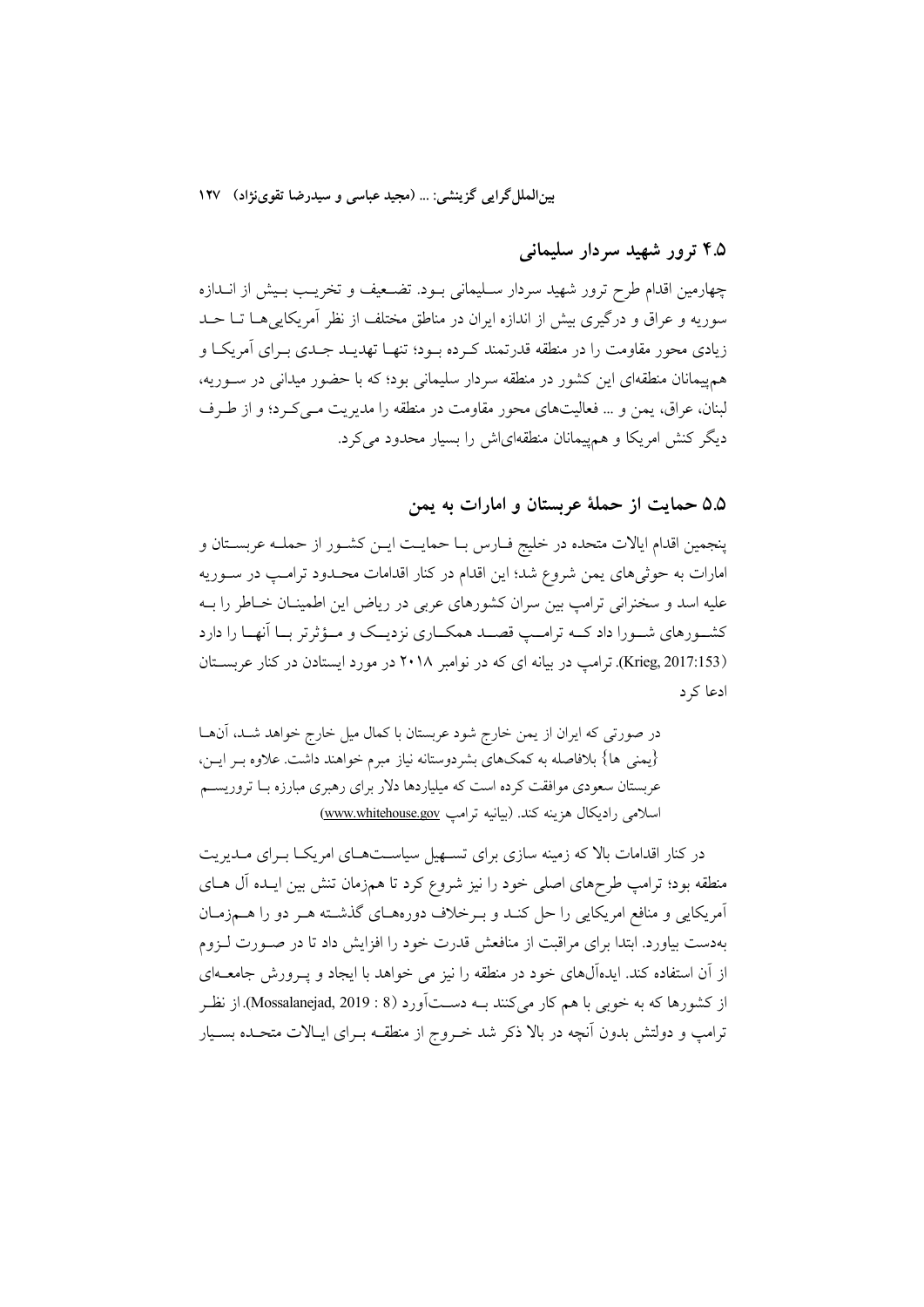### ۴.۵ ترور شهید سردار سلیمانی

چهارمین اقدام طرح ترور شهید سردار سلیمانی بود. تضعیف و تخریب بیش از اندازه سوریه و عراق و درگیری بیش از اندازه ایران در مناطق مختلف از نظر آمریکایی‌ها تا حد زیادی محور مقاومت را در منطقه قدرتمند کرده بود؛ تنها تهدید جدی برای آمریکا و هم‌پیمانان منطقه‌ای این کشور در منطقه سردار سلیمانی بود؛ که با حضور میدانی در سوریه، لبنان، عراق، یمن و ... فعالیت‌های محور مقاومت در منطقه را مدیریت می‌کرد؛ و از طرف دیگر کنش امریکا و هم‌پیمانان منطقه‌ای‌اش را بسیار محدود می‌کرد.

### ۵.۵ حمایت از حملهٔ عربستان و امارات به یمن

پنجمین اقدام ایالات متحده در خلیج فارس با حمایت این کشور از حمله عربستان و امارات به حوثی‌های یمن شروع شد؛ این اقدام در کنار اقدامات محدود ترامپ در سوریه علیه اسد و سخنرانی ترامپ بین سران کشورهای عربی در ریاض این اطمینان خاطر را به کشورهای شورا داد که ترامپ قصد همکاری نزدیک و مؤثرتر با آنها را دارد (Krieg, 2017:153). ترامپ در بیانه ای که در نوامبر ۲۰۱۸ در مورد ایستادن در کنار عربستان ادعا کرد

> در صورتی که ایران از یمن خارج شود عربستان با کمال میل خارج خواهد شد، آنها {یمنی ها} بلافاصله به کمک‌های بشردوستانه نیاز مبرم خواهند داشت. علاوه بر این، عربستان سعودی موافقت کرده است که میلیاردها دلار برای رهبری مبارزه با تروریسم اسلامی رادیکال هزینه کند. (بیانیه ترامپ www.whitehouse.gov)

در کنار اقدامات بالا که زمینه سازی برای تسهیل سیاست‌های امریکا برای مدیریت منطقه بود؛ ترامپ طرح‌های اصلی خود را نیز شروع کرد تا همزمان تنش بین ایده آل های آمریکایی و منافع امریکایی را حل کند و برخلاف دوره‌های گذشته هر دو را همزمان به‌دست بیاورد. ابتدا برای مراقبت از منافعش قدرت خود را افزایش داد تا در صورت لزوم از آن استفاده کند. ایده‌آل‌های خود در منطقه را نیز می خواهد با ایجاد و پرورش جامعه‌ای از کشورها که به خوبی با هم کار می‌کنند به دست‌آورد (Mossalanejad, 2019 : 8). از نظر ترامپ و دولتش بدون آنچه در بالا ذکر شد خروج از منطقه برای ایالات متحده بسیار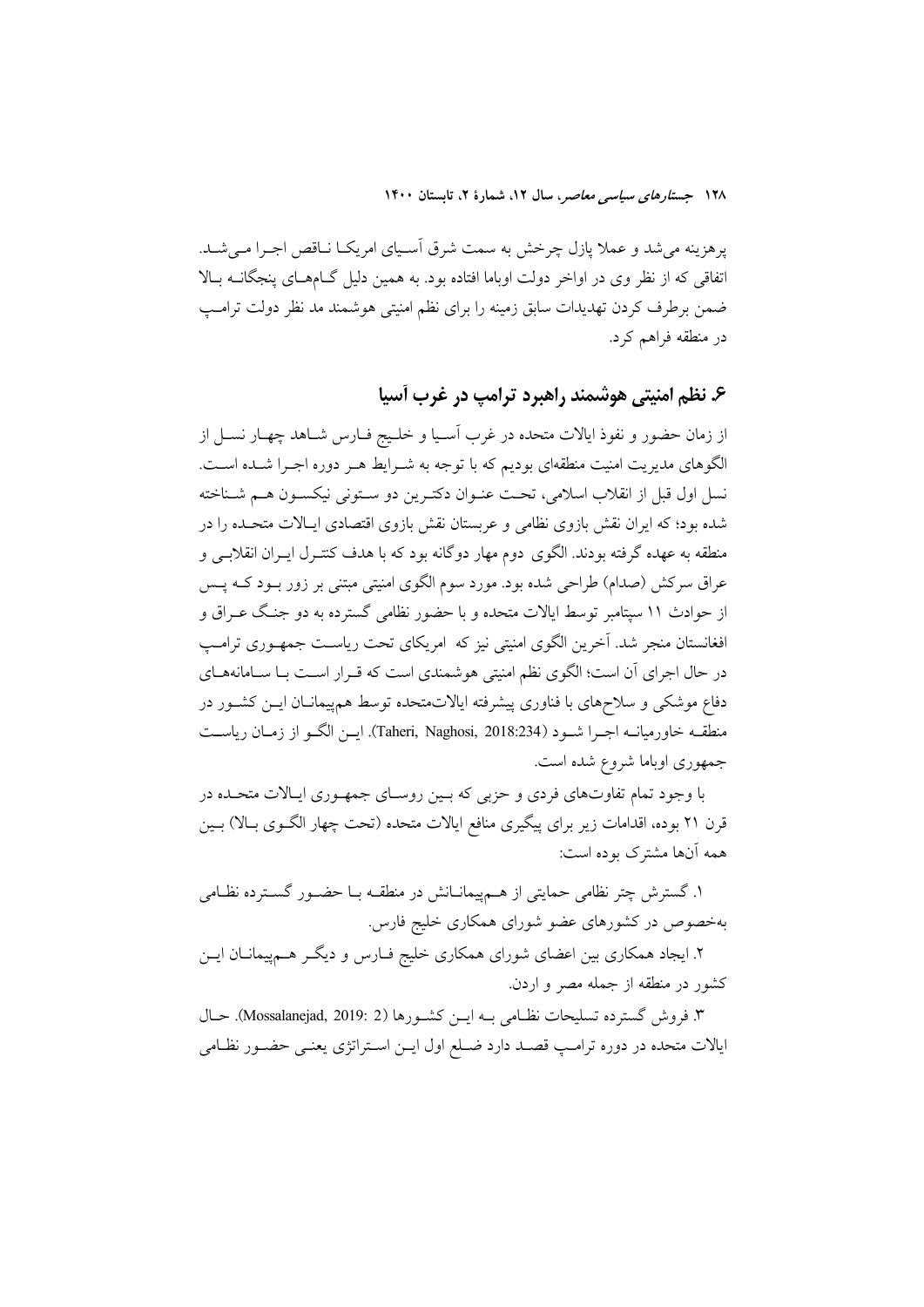پرهزینه می‌شد و عملا پازل چرخش به سمت شرق آسیای امریکا ناقص اجرا می‌شد. اتفاقی که از نظر وی در اواخر دولت اوباما افتاده بود. به همین دلیل گام‌های پنجگانه بالا ضمن برطرف کردن تهدیدات سابق زمینه را برای نظم امنیتی هوشمند مد نظر دولت ترامپ در منطقه فراهم کرد.

## ۶. نظم امنیتی هوشمند راهبرد ترامپ در غرب آسیا

از زمان حضور و نفوذ ایالات متحده در غرب آسیا و خلیج فارس شاهد چهار نسل از الگوهای مدیریت امنیت منطقه‌ای بودیم که با توجه به شرایط هر دوره اجرا شده است. نسل اول قبل از انقلاب اسلامی، تحت عنوان دکترین دو ستونی نیکسون هم شناخته شده بود؛ که ایران نقش بازوی نظامی و عربستان نقش بازوی اقتصادی ایالات متحده را در منطقه به عهده گرفته بودند. الگوی دوم مهار دوگانه بود که با هدف کنترل ایران انقلابی و عراق سرکش (صدام) طراحی شده بود. مورد سوم الگوی امنیتی مبتنی بر زور بود که پس از حوادث ۱۱ سپتامبر توسط ایالات متحده و با حضور نظامی گسترده به دو جنگ عراق و افغانستان منجر شد. آخرین الگوی امنیتی نیز که امریکای تحت ریاست جمهوری ترامپ در حال اجرای آن است؛ الگوی نظم امنیتی هوشمندی است که قرار است با سامانه‌های دفاع موشکی و سلاح‌های با فناوری پیشرفته ایالات‌متحده توسط هم‌پیمانان این کشور در منطقه خاورمیانه اجرا شود (Taheri, Naghosi, 2018:234). این الگو از زمان ریاست جمهوری اوباما شروع شده است.

با وجود تمام تفاوت‌های فردی و حزبی که بین روسای جمهوری ایالات متحده در قرن ۲۱ بوده، اقدامات زیر برای پیگیری منافع ایالات متحده (تحت چهار الگوی بالا) بین همه آن‌ها مشترک بوده است:

۱. گسترش چتر نظامی حمایتی از هم‌پیمانانش در منطقه با حضور گسترده نظامی به‌خصوص در کشورهای عضو شورای همکاری خلیج فارس.

۲. ایجاد همکاری بین اعضای شورای همکاری خلیج فارس و دیگر هم‌پیمانان این کشور در منطقه از جمله مصر و اردن.

۳. فروش گسترده تسلیحات نظامی به این کشورها (Mossalanejad, 2019: 2). حال ایالات متحده در دوره ترامپ قصد دارد ضلع اول این استراتژی یعنی حضور نظامی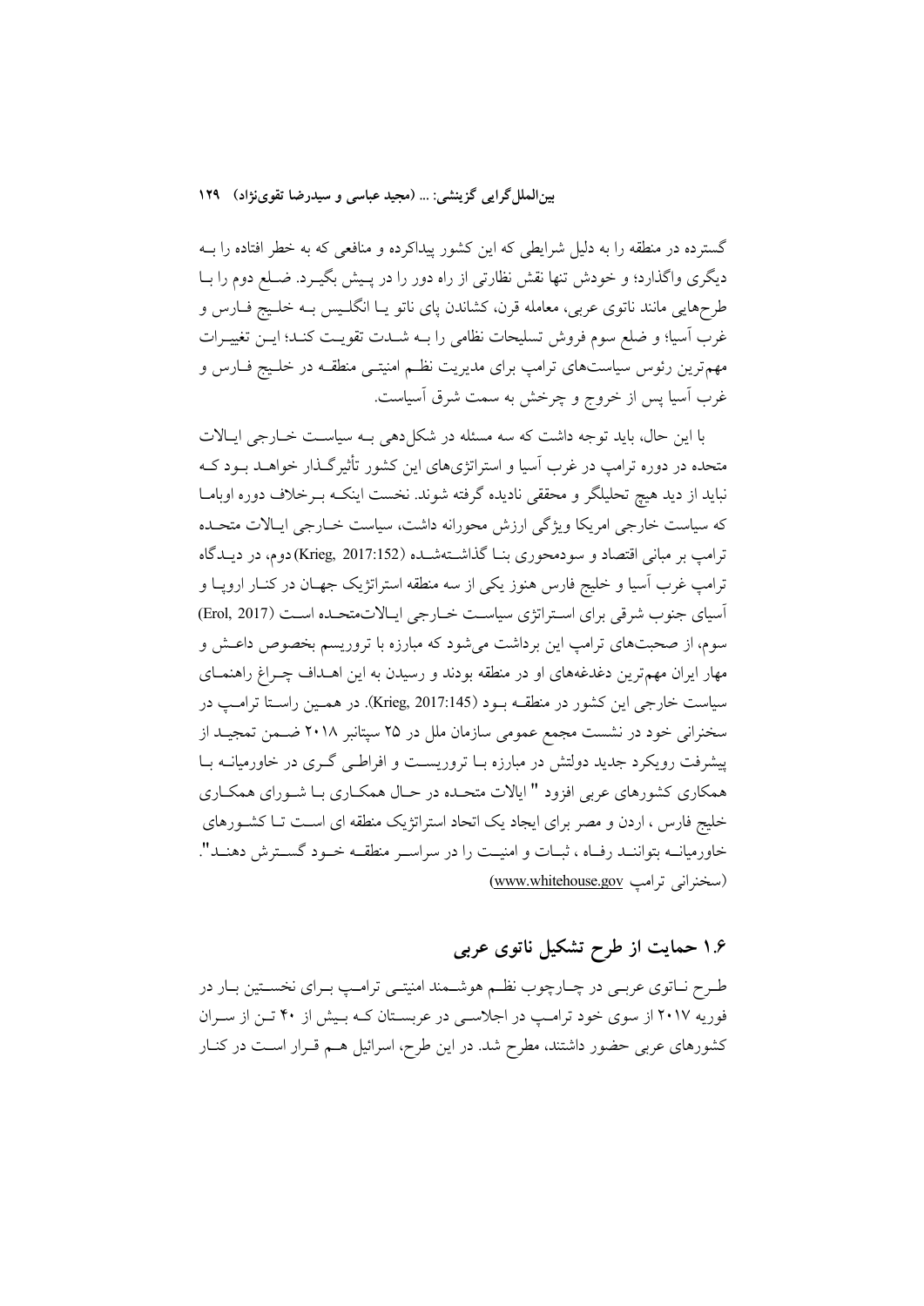گسترده در منطقه را به دلیل شرایطی که این کشور پیداکرده و منافعی که به خطر افتاده را بـه دیگری واگذارد؛ و خودش تنها نقش نظارتی از راه دور را در پـیش بگیـرد. ضـلع دوم را بـا طرح‌هایی مانند ناتوی عربی، معامله قرن، کشاندن پای ناتو یـا انگلـیس بـه خلـیج فـارس و غرب آسیا؛ و ضلع سوم فروش تسلیحات نظامی را بـه شـدت تقویـت کنـد؛ ایـن تغییـرات مهم‌ترین رئوس سیاست‌های ترامپ برای مدیریت نظـم امنیتـی منطقـه در خلـیج فـارس و غرب آسیا پس از خروج و چرخش به سمت شرق آسیاست.

با این حال، باید توجه داشت که سه مسئله در شکل‌دهی بـه سیاسـت خـارجی ایـالات متحده در دوره ترامپ در غرب آسیا و استراتژی‌های این کشور تأثیرگـذار خواهـد بـود کـه نباید از دید هیچ تحلیلگر و محققی نادیده گرفته شوند. نخست اینکـه بـرخلاف دوره اوبامـا که سیاست خارجی امریکا ویژگی ارزش محورانه داشت، سیاست خـارجی ایـالات متحـده ترامپ بر مبانی اقتصاد و سودمحوری بنـا گذاشـته‌شـده (Krieg, 2017:152) دوم، در دیـدگاه ترامپ غرب آسیا و خلیج فارس هنوز یکی از سه منطقه استراتژیک جهـان در کنـار اروپـا و آسیای جنوب شرقی برای اسـتراتژی سیاسـت خـارجی ایـالات‌متحـده اسـت (Erol, 2017) سوم، از صحبت‌های ترامپ این برداشت می‌شود که مبارزه با تروریسم بخصوص داعـش و مهار ایران مهم‌ترین دغدغه‌های او در منطقه بودند و رسیدن به این اهـداف چـراغ راهنمـای سیاست خارجی این کشور در منطقـه بـود (Krieg, 2017:145). در همـین راسـتا ترامـپ در سخنرانی خود در نشست مجمع عمومی سازمان ملل در ۲۵ سپتانبر ۲۰۱۸ ضـمن تمجیـد از پیشرفت رویکرد جدید دولتش در مبارزه بـا تروریسـت و افراطـی گـری در خاورمیانـه بـا همکاری کشورهای عربی افزود " ایالات متحـده در حـال همکـاری بـا شـورای همکـاری خلیج فارس ، اردن و مصر برای ایجاد یک اتحاد استراتژیک منطقه ای اسـت تـا کشـورهای خاورمیانـه بتواننـد رفـاه ، ثبـات و امنیـت را در سراسـر منطقـه خـود گسـترش دهنـد". (سخنرانی ترامپ www.whitehouse.gov)

## ۱.۶ حمایت از طرح تشکیل ناتوی عربی

طـرح نـاتوی عربـی در چـارچوب نظـم هوشـمند امنیتـی ترامـپ بـرای نخسـتین بـار در فوریه ۲۰۱۷ از سوی خود ترامـپ در اجلاسـی در عربسـتان کـه بـیش از ۴۰ تـن از سـران کشورهای عربی حضور داشتند، مطرح شد. در این طرح، اسرائیل هـم قـرار اسـت در کنـار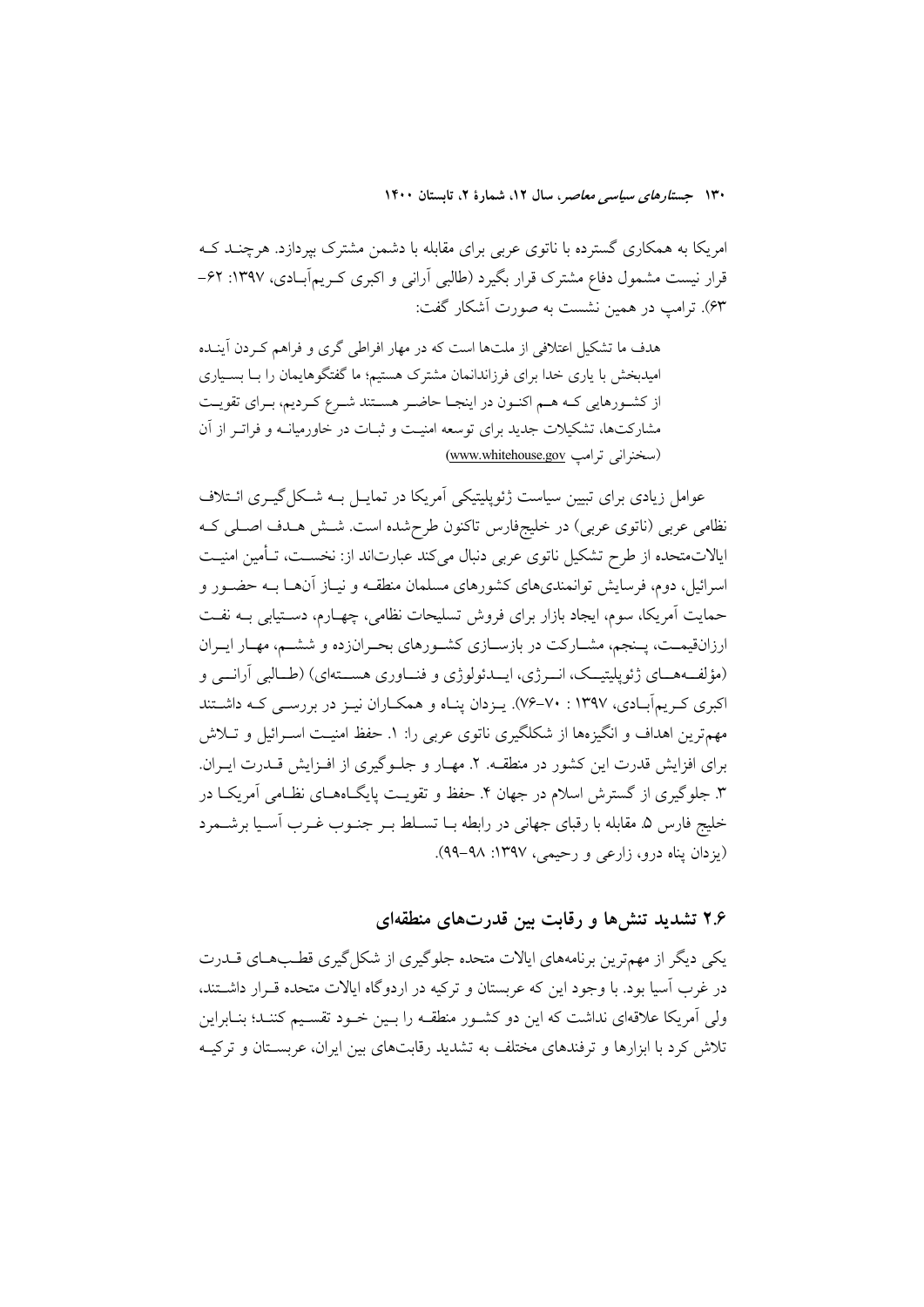امریکا به همکاری گسترده با ناتوی عربی برای مقابله با دشمن مشترک بپردازد. هرچنـد کـه قرار نیست مشمول دفاع مشترک قرار بگیرد (طالبی آرانی و اکبری کـریم‌آبـادی، ۱۳۹۷: ۶۲-۶۳). ترامپ در همین نشست به صورت آشکار گفت:

> هدف ما تشکیل ائتلافی از ملت‌ها است که در مهار افراطی گری و فراهم کـردن آینـده امیدبخش با یاری خدا برای فرزاندانمان مشترک هستیم؛ ما گفتگوهایمان را بـا بسـیاری از کشـورهایی کـه هـم اکنـون در اینجـا حاضـر هسـتند شـرع کـردیم، بـرای تقویـت مشارکت‌ها، تشکیلات جدید برای توسعه امنیت و ثبـات در خاورمیانـه و فراتـر از آن (سخنرانی ترامپ www.whitehouse.gov)

عوامل زیادی برای تبیین سیاست ژئوپلیتیکی آمریکا در تمایـل بـه شـکل‌گیـری ائـتلاف نظامی عربی (ناتوی عربی) در خلیج‌فارس تاکنون طرح‌شده است. شـش هـدف اصـلی کـه ایالات‌متحده از طرح تشکیل ناتوی عربی دنبال می‌کند عبارت‌اند از: نخسـت، تـأمین امنیـت اسرائیل، دوم، فرسایش توانمندی‌های کشورهای مسلمان منطقـه و نیـاز آن‌هـا بـه حضـور و حمایت آمریکا، سوم، ایجاد بازار برای فروش تسلیحات نظامی، چهـارم، دسـتیابی بـه نفـت ارزان‌قیمـت، پـنجم، مشـارکت در بازسـازی کشـورهای بحـران‌زده و ششـم، مهـار ایـران (مؤلفـه‌هـای ژئوپلیتیـک، انـرژی، ایـدئولوژی و فنـاوری هسـته‌ای) (طـالبی آرانـی و اکبری کـریم‌آبـادی، ۱۳۹۷ : ۷۰-۷۶). یـزدان پنـاه و همکـاران نیـز در بررسـی کـه داشـتند مهم‌ترین اهداف و انگیزه‌ها از شکلگیری ناتوی عربی را: ۱. حفظ امنیـت اسـرائیل و تـلاش برای افزایش قدرت این کشور در منطقـه. ۲. مهـار و جلـوگیری از افـزایش قـدرت ایـران. ۳. جلوگیری از گسترش اسلام در جهان ۴. حفظ و تقویـت پایگـاه‌هـای نظـامی آمریکـا در خلیج فارس ۵. مقابله با رقبای جهانی در رابطه بـا تسـلط بـر جنـوب غـرب آسـیا برشـمرد (یزدان پناه درو، زارعی و رحیمی، ۱۳۹۷: ۹۸-۹۹).

## ۲.۶ تشدید تنش‌ها و رقابت بین قدرت‌های منطقه‌ای

یکی دیگر از مهم‌ترین برنامه‌های ایالات متحده جلوگیری از شکل‌گیری قطـب‌هـای قـدرت در غرب آسیا بود. با وجود این که عربستان و ترکیه در اردوگاه ایالات متحده قـرار داشـتند، ولی آمریکا علاقه‌ای نداشت که این دو کشـور منطقـه را بـین خـود تقسـیم کننـد؛ بنـابراین تلاش کرد با ابزارها و ترفندهای مختلف به تشدید رقابت‌های بین ایران، عربسـتان و ترکیـه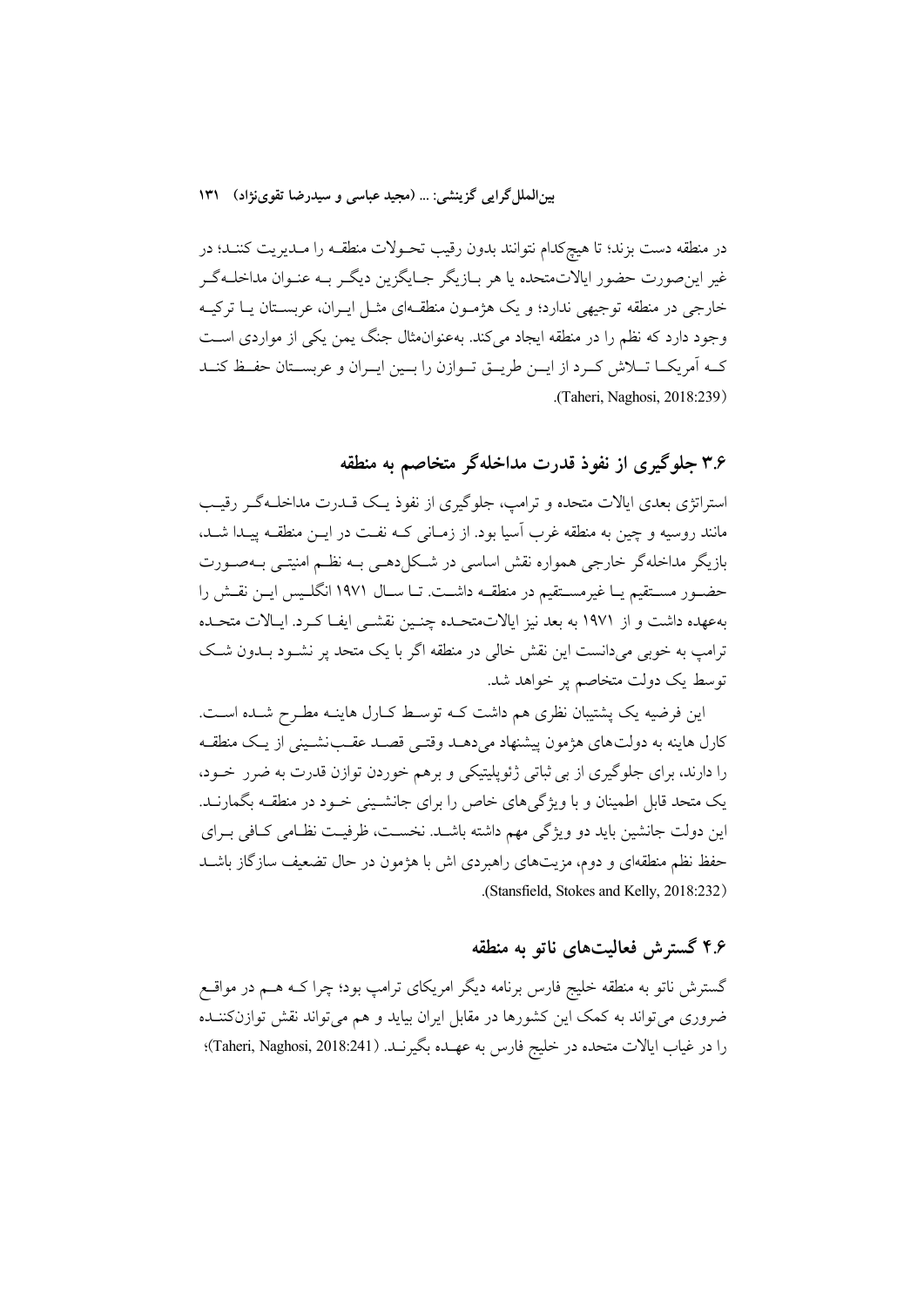در منطقه دست بزند؛ تا هیچ‌کدام نتوانند بدون رقیب تحولات منطقه را مدیریت کنند؛ در غیر این‌صورت حضور ایالات‌متحده یا هر بازیگر جایگزین دیگر به عنوان مداخله‌گر خارجی در منطقه توجیهی ندارد؛ و یک هژمون منطقه‌ای مثل ایران، عربستان یا ترکیه وجود دارد که نظم را در منطقه ایجاد می‌کند. به‌عنوان‌مثال جنگ یمن یکی از مواردی است که آمریکا تلاش کرد از این طریق توازن را بین ایران و عربستان حفظ کند (Taheri, Naghosi, 2018:239).

## ۳.۶ جلوگیری از نفوذ قدرت مداخله‌گر متخاصم به منطقه

استراتژی بعدی ایالات متحده و ترامپ، جلوگیری از نفوذ یک قدرت مداخله‌گر رقیب مانند روسیه و چین به منطقه غرب آسیا بود. از زمانی که نفت در این منطقه پیدا شد، بازیگر مداخله‌گر خارجی همواره نقش اساسی در شکل‌دهی به نظم امنیتی به‌صورت حضور مستقیم یا غیرمستقیم در منطقه داشت. تا سال ۱۹۷۱ انگلیس این نقش را به‌عهده داشت و از ۱۹۷۱ به بعد نیز ایالات‌متحده چنین نقشی ایفا کرد. ایالات متحده ترامپ به خوبی می‌دانست این نقش خالی در منطقه اگر با یک متحد پر نشود بدون شک توسط یک دولت متخاصم پر خواهد شد.

این فرضیه یک پشتیبان نظری هم داشت که توسط کارل هاینه مطرح شده است. کارل هاینه به دولت‌های هژمون پیشنهاد می‌دهد وقتی قصد عقب‌نشینی از یک منطقه را دارند، برای جلوگیری از بی ثباتی ژئوپلیتیکی و برهم خوردن توازن قدرت به ضرر خود، یک متحد قابل اطمینان و با ویژگی‌های خاص را برای جانشینی خود در منطقه بگمارند. این دولت جانشین باید دو ویژگی مهم داشته باشد. نخست، ظرفیت نظامی کافی برای حفظ نظم منطقه‌ای و دوم، مزیت‌های راهبردی اش با هژمون در حال تضعیف سازگاز باشد (Stansfield, Stokes and Kelly, 2018:232).

## ۴.۶ گسترش فعالیت‌های ناتو به منطقه

گسترش ناتو به منطقه خلیج فارس برنامه دیگر امریکای ترامپ بود؛ چرا که هم در مواقع ضروری می‌تواند به کمک این کشورها در مقابل ایران بیاید و هم می‌تواند نقش توازن‌کننده را در غیاب ایالات متحده در خلیج فارس به عهده بگیرند. (Taheri, Naghosi, 2018:241)؛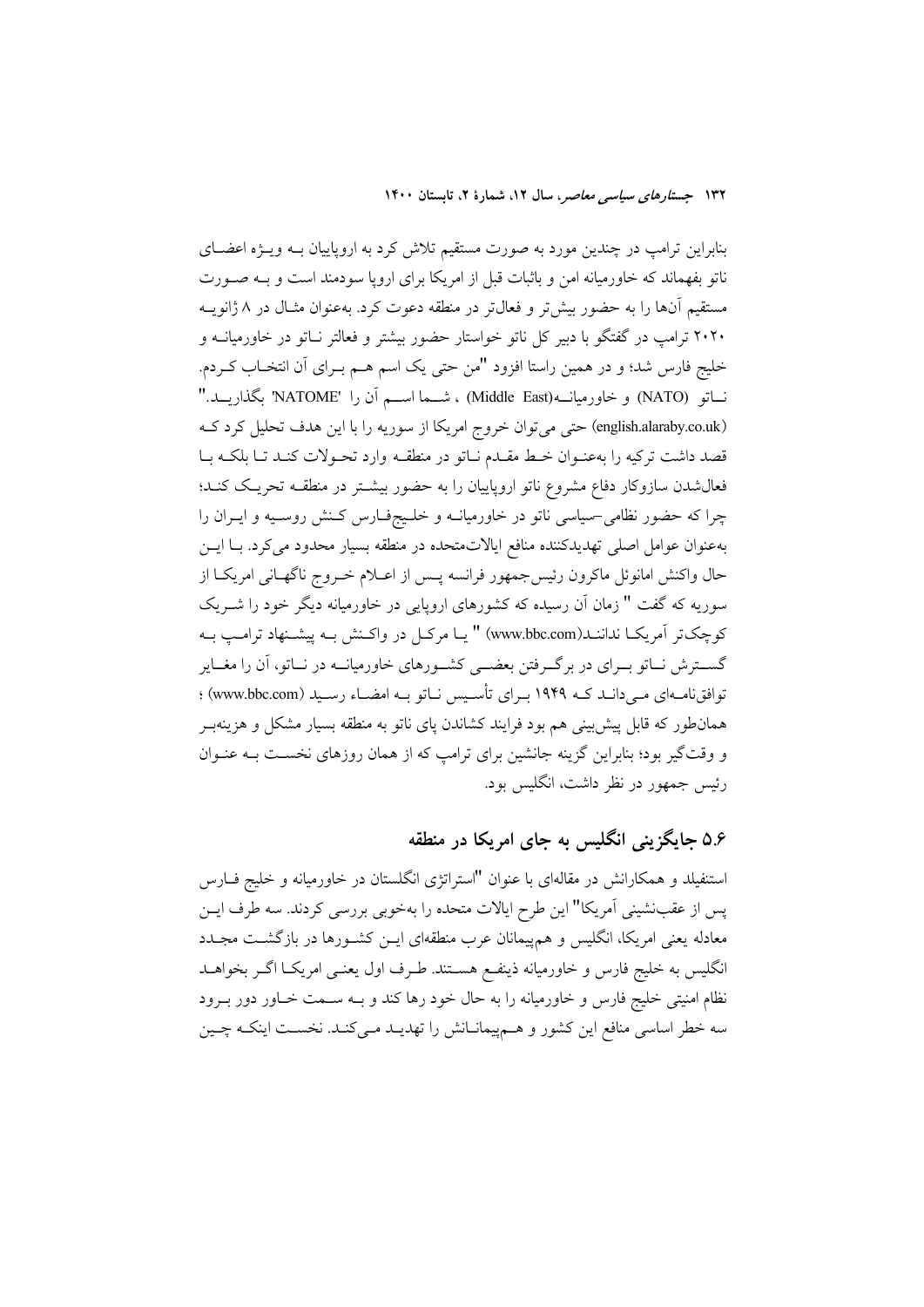بنابراین ترامپ در چندین مورد به صورت مستقیم تلاش کرد به اروپاییان بـه ویـژه اعضـای ناتو بفهماند که خاورمیانه امن و باثبات قبل از امریکا برای اروپا سودمند است و بـه صـورت مستقیم آن‌ها را به حضور بیش‌تر و فعال‌تر در منطقه دعوت کرد. به‌عنوان مثـال در ۸ ژانویـه ۲۰۲۰ ترامپ در گفتگو با دبیر کل ناتو خواستار حضور بیشتر و فعالتر نـاتو در خاورمیانـه و خلیج فارس شد؛ و در همین راستا افزود "من حتی یک اسم هـم بـرای آن انتخـاب کـردم. نـاتو (NATO) و خاورمیانـه(Middle East) ، شـما اسـم آن را 'NATOME' بگذاریـد." (english.alaraby.co.uk) حتی می‌توان خروج امریکا از سوریه را با این هدف تحلیل کرد کـه قصد داشت ترکیه را به‌عنـوان خـط مقـدم نـاتو در منطقـه وارد تحـولات کنـد تـا بلکـه بـا فعال‌شدن سازوکار دفاع مشروع ناتو اروپاییان را به حضور بیشـتر در منطقـه تحریـک کنـد؛ چرا که حضور نظامی-سیاسی ناتو در خاورمیانـه و خلـیج‌فـارس کـنش روسـیه و ایـران را به‌عنوان عوامل اصلی تهدیدکننده منافع ایالات‌متحده در منطقه بسیار محدود می‌کرد. بـا ایـن حال واکنش امانوئل ماکرون رئیس‌جمهور فرانسه پـس از اعـلام خـروج ناگهـانی امریکـا از سوریه که گفت " زمان آن رسیده که کشورهای اروپایی در خاورمیانه دیگر خود را شـریک کوچک‌تر آمریکـا ندانند(www.bbc.com) " یـا مرکـل در واکـنش بـه پیشـنهاد ترامـپ بـه گسـترش نـاتو بـرای در برگـرفتن بعضـی کشـورهای خاورمیانـه در نـاتو، آن را مغـایر توافق‌نامـه‌ای مـی‌دانـد کـه ۱۹۴۹ بـرای تأسـیس نـاتو بـه امضـاء رسـید (www.bbc.com) ؛ همان‌طور که قابل پیش‌بینی هم بود فرایند کشاندن پای ناتو به منطقه بسیار مشکل و هزینه‌بـر و وقت‌گیر بود؛ بنابراین گزینه جانشین برای ترامپ که از همان روزهای نخسـت بـه عنـوان رئیس جمهور در نظر داشت، انگلیس بود.

## ۵.۶ جایگزینی انگلیس به جای امریکا در منطقه

استنفیلد و همکارانش در مقاله‌ای با عنوان "استراتژی انگلستان در خاورمیانه و خلیج فـارس پس از عقب‌نشینی آمریکا" این طرح ایالات متحده را به‌خوبی بررسی کردند. سه طرف ایـن معادله یعنی امریکا، انگلیس و هم‌پیمانان عرب منطقه‌ای ایـن کشـورها در بازگشـت مجـدد انگلیس به خلیج فارس و خاورمیانه ذینفـع هسـتند. طـرف اول یعنـی امریکـا اگـر بخواهـد نظام امنیتی خلیج فارس و خاورمیانه را به حال خود رها کند و بـه سـمت خـاور دور بـرود سه خطر اساسی منافع این کشور و هـم‌پیمانـانش را تهدیـد مـی‌کنـد. نخسـت اینکـه چـین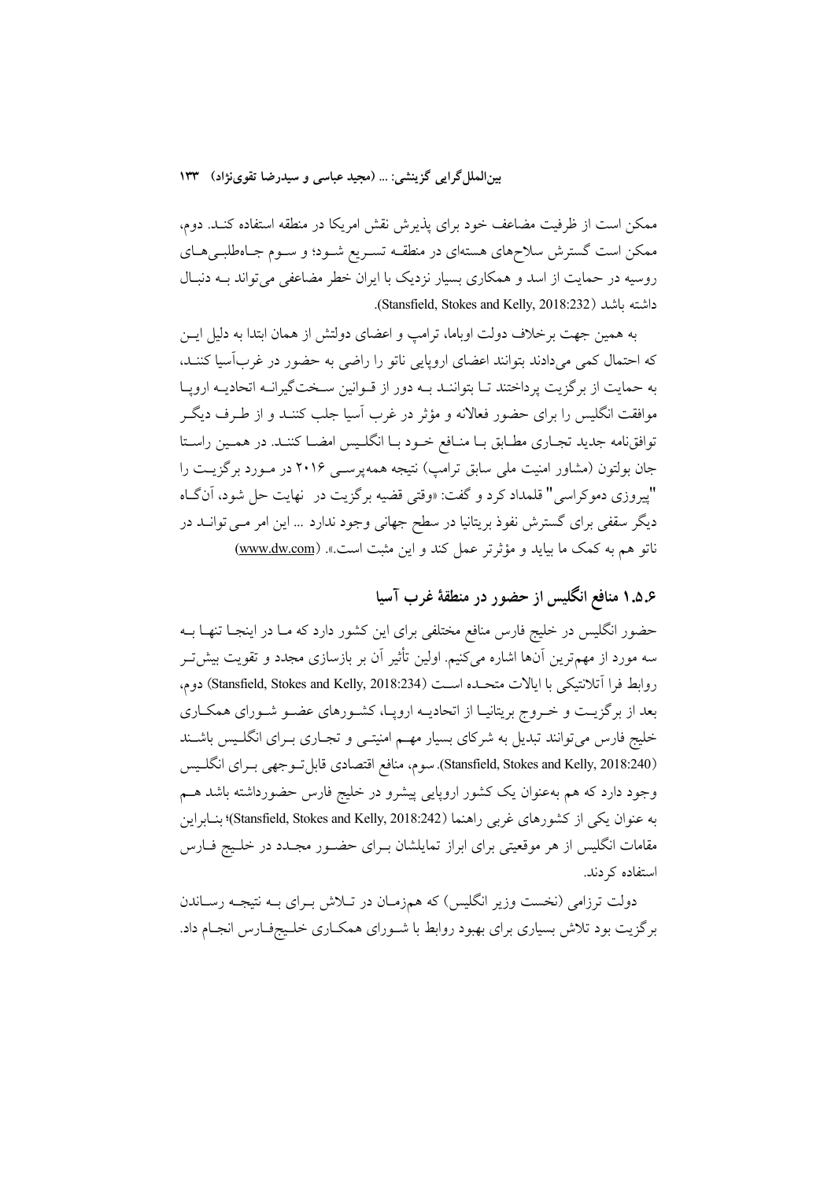ممکن است از ظرفیت مضاعف خود برای پذیرش نقش امریکا در منطقه استفاده کند. دوم، ممکن است گسترش سلاح‌های هسته‌ای در منطقه تسریع شود؛ و سوم جاه‌طلبی‌های روسیه در حمایت از اسد و همکاری بسیار نزدیک با ایران خطر مضاعفی می‌تواند به دنبال داشته باشد (Stansfield, Stokes and Kelly, 2018:232).

به همین جهت برخلاف دولت اوباما، ترامپ و اعضای دولتش از همان ابتدا به دلیل این که احتمال کمی می‌دادند بتوانند اعضای اروپایی ناتو را راضی به حضور در غرب‌آسیا کنند، به حمایت از برگزیت پرداختند تا بتوانند به دور از قوانین سخت‌گیرانه اتحادیه اروپا موافقت انگلیس را برای حضور فعالانه و مؤثر در غرب آسیا جلب کنند و از طرف دیگر توافق‌نامه جدید تجاری مطابق با منافع خود با انگلیس امضا کنند. در همین راستا جان بولتون (مشاور امنیت ملی سابق ترامپ) نتیجه همه‌پرسی ۲۰۱۶ در مورد برگزیت را "پیروزی دموکراسی" قلمداد کرد و گفت: «وقتی قضیه برگزیت در نهایت حل شود، آن‌گاه دیگر سقفی برای گسترش نفوذ بریتانیا در سطح جهانی وجود ندارد ... این امر می‌تواند در ناتو هم به کمک ما بیاید و مؤثرتر عمل کند و این مثبت است.». (www.dw.com)

## ۱.۵.۶ منافع انگلیس از حضور در منطقهٔ غرب آسیا

حضور انگلیس در خلیج فارس منافع مختلفی برای این کشور دارد که ما در اینجا تنها به سه مورد از مهم‌ترین آن‌ها اشاره می‌کنیم. اولین تأثیر آن بر بازسازی مجدد و تقویت بیش‌تر روابط فرا آتلانتیکی با ایالات متحده است (Stansfield, Stokes and Kelly, 2018:234) دوم، بعد از برگزیت و خروج بریتانیا از اتحادیه اروپا، کشورهای عضو شورای همکاری خلیج فارس می‌توانند تبدیل به شرکای بسیار مهم امنیتی و تجاری برای انگلیس باشند (Stansfield, Stokes and Kelly, 2018:240). سوم، منافع اقتصادی قابل‌توجهی برای انگلیس وجود دارد که هم به‌عنوان یک کشور اروپایی پیشرو در خلیج فارس حضورداشته باشد هم به عنوان یکی از کشورهای غربی راهنما (Stansfield, Stokes and Kelly, 2018:242)؛ بنابراین مقامات انگلیس از هر موقعیتی برای ابراز تمایلشان برای حضور مجدد در خلیج فارس استفاده کردند.

دولت ترزامی (نخست وزیر انگلیس) که هم‌زمان در تلاش برای به نتیجه رساندن برگزیت بود تلاش بسیاری برای بهبود روابط با شورای همکاری خلیج‌فارس انجام داد.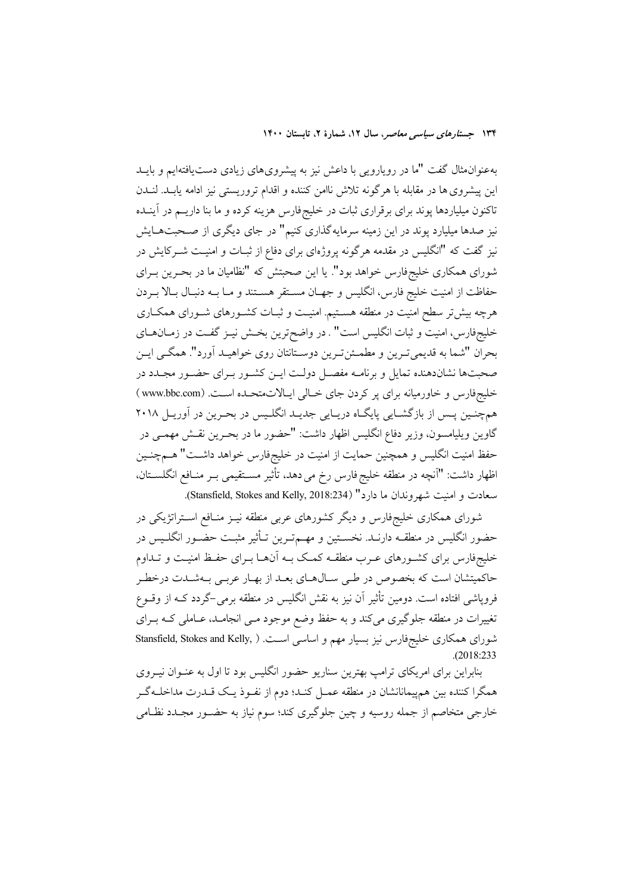به‌عنوان‌مثال گفت "ما در رویارویی با داعش نیز به پیشروی‌های زیادی دست‌یافته‌ایم و بایـد این پیشروی ها در مقابله با هرگونه تلاش ناامن کننده و اقدام تروریستی نیز ادامه یابـد. لنـدن تاکنون میلیاردها پوند برای برقراری ثبات در خلیج‌فارس هزینه کرده و ما بنا داریـم در آینـده نیز صدها میلیارد پوند در این زمینه سرمایه‌گذاری کنیم" در جای دیگری از صـحبت‌هـایش نیز گفت که "انگلیس در مقدمه هرگونه پروژه‌ای برای دفاع از ثبـات و امنیـت شـرکایش در شورای همکاری خلیج‌فارس خواهد بود". یا این صحبتش که "نظامیان ما در بحـرین بـرای حفاظت از امنیت خلیج فارس، انگلیس و جهـان مسـتقر هسـتند و مـا بـه دنبـال بـالا بـردن هرچه بیش‌تر سطح امنیت در منطقه هسـتیم. امنیـت و ثبـات کشـورهای شـورای همکـاری خلیج‌فارس، امنیت و ثبات انگلیس است" . در واضح‌ترین بخـش نیـز گفـت در زمـان‌هـای بحران "شما به قدیمی‌تـرین و مطمـئن‌تـرین دوسـتانتان روی خواهیـد آورد". همگـی ایـن صحبت‌ها نشان‌دهنده تمایل و برنامـه مفصـل دولـت ایـن کشـور بـرای حضـور مجـدد در خلیج‌فارس و خاورمیانه برای پر کردن جای خـالی ایـالات‌متحـده اسـت. (www.bbc.com) هم‌چنـین پـس از بازگشـایی پایگـاه دریـایی جدیـد انگلـیس در بحـرین در آوریـل ۲۰۱۸ گاوین ویلیامسون، وزیر دفاع انگلیس اظهار داشت: "حضور ما در بحـرین نقـش مهمـی در حفظ امنیت انگلیس و همچنین حمایت از امنیت در خلیج‌فارس خواهد داشـت" هـم‌چنـین اظهار داشت: "آنچه در منطقه خلیج فارس رخ می دهد، تأثیر مسـتقیمی بـر منـافع انگلسـتان، سعادت و امنیت شهروندان ما دارد" (Stansfield, Stokes and Kelly, 2018:234).

شورای همکاری خلیج‌فارس و دیگر کشورهای عربی منطقه نیـز منـافع اسـتراتژیکی در حضور انگلیس در منطقـه دارنـد. نخسـتین و مهـم‌تـرین تـأثیر مثبـت حضـور انگلـیس در خلیج‌فارس برای کشـورهای عـرب منطقـه کمـک بـه آن‌هـا بـرای حفـظ امنیـت و تـداوم حاکمیتشان است که بخصوص در طـی سـال‌هـای بعـد از بهـار عربـی بـه‌شـدت درخطـر فروپاشی افتاده است. دومین تأثیر آن نیز به نقش انگلیس در منطقه برمی‌-گردد کـه از وقـوع تغییرات در منطقه جلوگیری می‌کند و به حفظ وضع موجود مـی انجامـد، عـاملی کـه بـرای شورای همکاری خلیج‌فارس نیز بسیار مهم و اساسی اسـت. (Stansfield, Stokes and Kelly, 2018:233).

بنابراین برای امریکای ترامپ بهترین سناریو حضور انگلیس بود تا اول به عنـوان نیـروی همگرا کننده بین هم‌پیمانانشان در منطقه عمـل کنـد؛ دوم از نفـوذ یـک قـدرت مداخلـه‌گـر خارجی متخاصم از جمله روسیه و چین جلوگیری کند؛ سوم نیاز به حضـور مجـدد نظـامی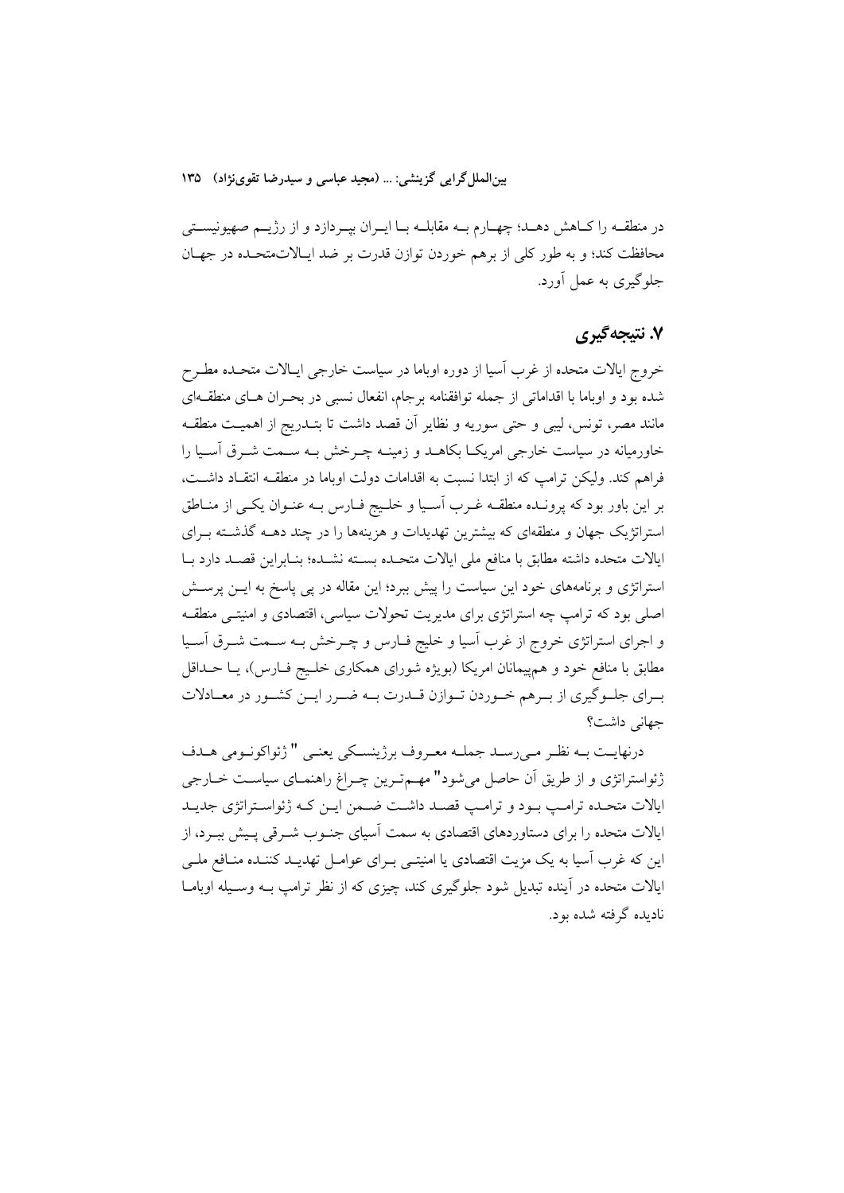در منطقــه را کــاهش دهــد؛ چهــارم بــه مقابلــه بــا ایــران بپــردازد و از رژیــم صهیونیســتی محافظت کند؛ و به طور کلی از برهم خوردن توازن قدرت بر ضد ایـالات‌متحـده در جهـان جلوگیری به عمل آورد.

## ۷. نتیجه‌گیری

خروج ایالات متحده از غرب آسیا از دوره اوباما در سیاست خارجی ایـالات متحـده مطـرح شده بود و اوباما با اقداماتی از جمله توافقنامه برجام، انفعال نسبی در بحـران هـای منطقـه‌ای مانند مصر، تونس، لیبی و حتی سوریه و نظایر آن قصد داشت تا بتـدریج از اهمیـت منطقـه خاورمیانه در سیاست خارجی امریکـا بکاهـد و زمینـه چـرخش بـه سـمت شـرق آسـیا را فراهم کند. ولیکن ترامپ که از ابتدا نسبت به اقدامات دولت اوباما در منطقـه انتقـاد داشـت، بر این باور بود که پرونـده منطقـه غـرب آسـیا و خلـیج فـارس بـه عنـوان یکـی از منـاطق استراتژیک جهان و منطقه‌ای که بیشترین تهدیدات و هزینه‌ها را در چند دهـه گذشـته بـرای ایالات متحده داشته مطابق با منافع ملی ایالات متحـده بسـته نشـده؛ بنـابراین قصـد دارد بـا استراتژی و برنامه‌های خود این سیاست را پیش ببرد؛ این مقاله در پی پاسخ به ایـن پرسـش اصلی بود که ترامپ چه استراتژی برای مدیریت تحولات سیاسی، اقتصادی و امنیتـی منطقـه و اجرای استراتژی خروج از غرب آسیا و خلیج فـارس و چـرخش بـه سـمت شـرق آسـیا مطابق با منافع خود و هم‌پیمانان امریکا (بویژه شورای همکاری خلـیج فـارس)، یـا حـداقل بـرای جلـوگیری از بـرهم خـوردن تـوازن قـدرت بـه ضـرر ایـن کشـور در معـادلات جهانی داشت؟

درنهایـت بـه نظـر مـی‌رسـد جملـه معـروف برژینسـکی یعنـی " ژئواکونـومی هـدف ژئواستراتژی و از طریق آن حاصل می‌شود" مهـم‌تـرین چـراغ راهنمـای سیاسـت خـارجی ایالات متحـده ترامـپ بـود و ترامـپ قصـد داشـت ضـمن ایـن کـه ژئواسـتراتژی جدیـد ایالات متحده را برای دستاوردهای اقتصادی به سمت آسیای جنـوب شـرقی پـیش ببـرد، از این که غرب آسیا به یک مزیت اقتصادی یا امنیتـی بـرای عوامـل تهدیـد کننـده منـافع ملـی ایالات متحده در آینده تبدیل شود جلوگیری کند، چیزی که از نظر ترامپ بـه وسـیله اوبامـا نادیده گرفته شده بود.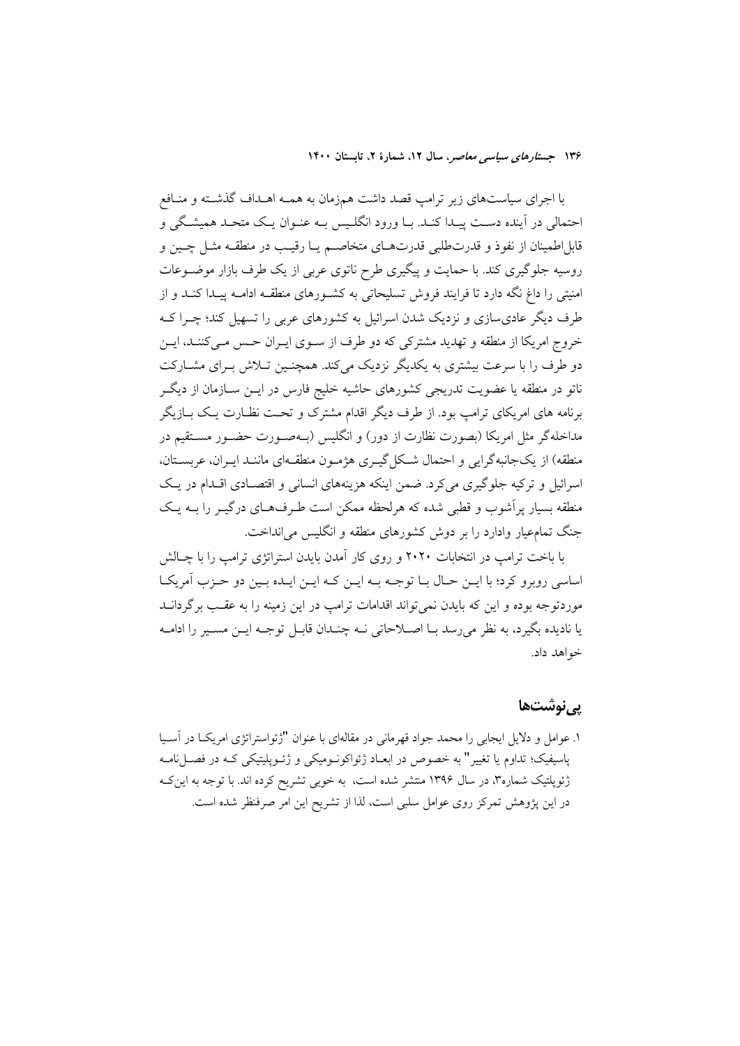با اجرای سیاست‌های زیر ترامپ قصد داشت هم‌زمان به همه اهداف گذشته و منافع احتمالی در آینده دست پیدا کند. با ورود انگلیس به عنوان یک متحد همیشگی و قابل‌اطمینان از نفوذ و قدرت‌طلبی قدرت‌های متخاصم یا رقیب در منطقه مثل چین و روسیه جلوگیری کند. با حمایت و پیگیری طرح ناتوی عربی از یک طرف بازار موضوعات امنیتی را داغ نگه دارد تا فرایند فروش تسلیحاتی به کشورهای منطقه ادامه پیدا کند و از طرف دیگر عادی‌سازی و نزدیک شدن اسرائیل به کشورهای عربی را تسهیل کند؛ چرا که خروج امریکا از منطقه و تهدید مشترکی که دو طرف از سوی ایران حس می‌کنند، این دو طرف را با سرعت بیشتری به یکدیگر نزدیک می‌کند. همچنین تلاش برای مشارکت ناتو در منطقه یا عضویت تدریجی کشورهای حاشیه خلیج فارس در این سازمان از دیگر برنامه های امریکای ترامپ بود. از طرف دیگر اقدام مشترک و تحت نظارت یک بازیگر مداخله‌گر مثل امریکا (بصورت نظارت از دور) و انگلیس (به‌صورت حضور مستقیم در منطقه) از یک‌جانبه‌گرایی و احتمال شکل‌گیری هژمون منطقه‌ای مانند ایران، عربستان، اسرائیل و ترکیه جلوگیری می‌کرد. ضمن اینکه هزینه‌های انسانی و اقتصادی اقدام در یک منطقه بسیار پرآشوب و قطبی شده که هرلحظه ممکن است طرف‌های درگیر را به یک جنگ تمام‌عیار وادارد را بر دوش کشورهای منطقه و انگلیس می‌انداخت.

با باخت ترامپ در انتخابات ۲۰۲۰ و روی کار آمدن بایدن استراتژی ترامپ را با چالش اساسی روبرو کرد؛ با این حال با توجه به این که این ایده بین دو حزب آمریکا موردتوجه بوده و این که بایدن نمی‌تواند اقدامات ترامپ در این زمینه را به عقب برگرداند یا نادیده بگیرد، به نظر می‌رسد با اصلاحاتی نه چندان قابل توجه این مسیر را ادامه خواهد داد.

## پی‌نوشت‌ها

۱. عوامل و دلایل ایجابی را محمد جواد قهرمانی در مقاله‌ای با عنوان "ژئواستراتژی امریکا در آسیا پاسیفیک؛ تداوم یا تغییر" به خصوص در ابعاد ژئواکونومیکی و ژئوپلیتیکی که در فصلنامه ژئوپلتیک شماره۳، در سال ۱۳۹۶ منتشر شده است، به خوبی تشریح کرده اند. با توجه به این‌که در این پژوهش تمرکز روی عوامل سلبی است، لذا از تشریح این امر صرفنظر شده است.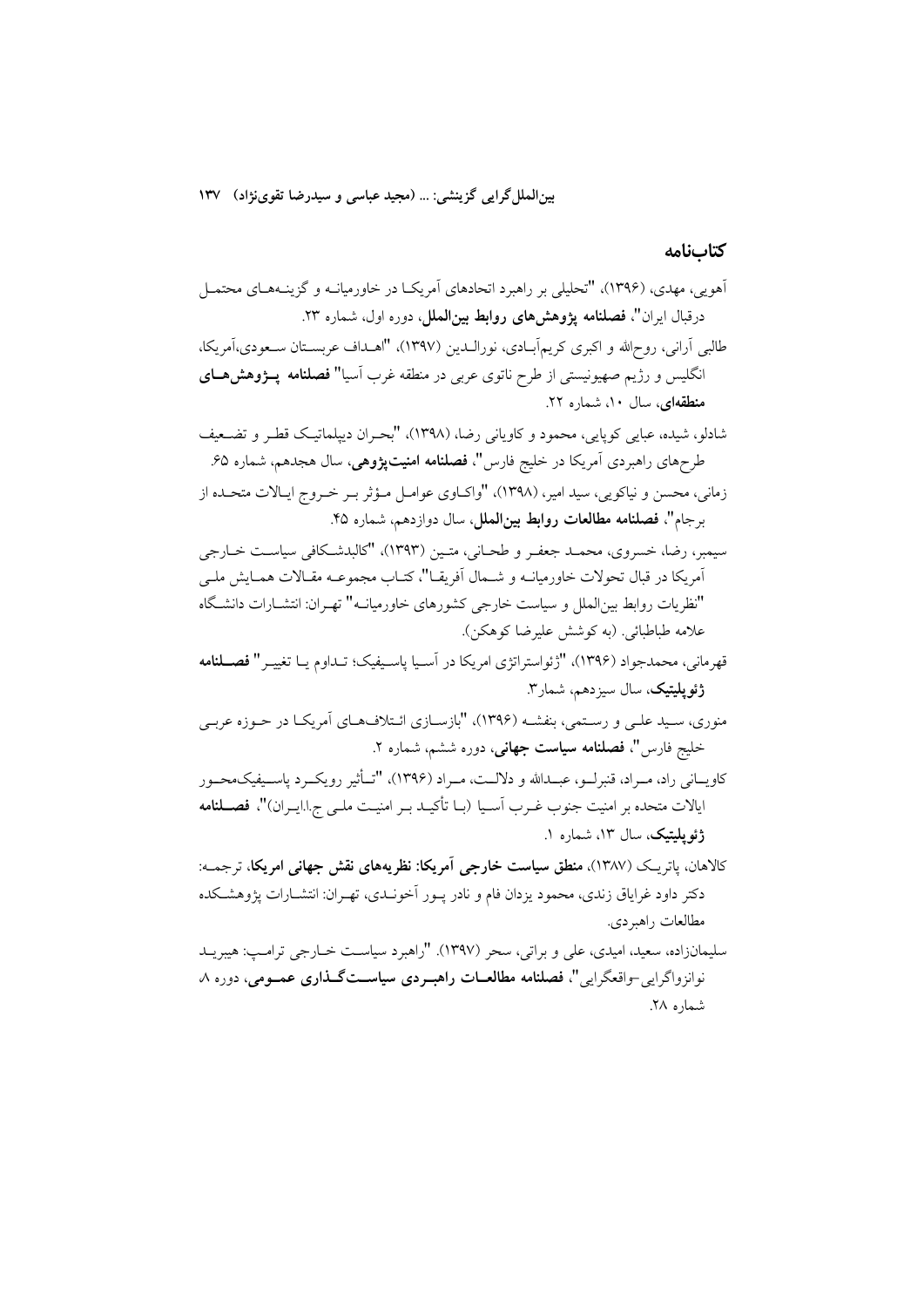## کتاب‌نامه

آهویی، مهدی، (۱۳۹۶)، "تحلیلی بر راهبرد اتحادهای آمریکا در خاورمیانه و گزینه‌های محتمل درقبال ایران"، **فصلنامه پژوهش‌های روابط بین‌الملل**، دوره اول، شماره ۲۳.

طالبی آرانی، روح‌الله و اکبری کریم‌آبادی، نورالدین (۱۳۹۷)، "اهداف عربستان سعودی،آمریکا، انگلیس و رژیم صهیونیستی از طرح ناتوی عربی در منطقه غرب آسیا" **فصلنامه پژوهش‌های منطقه‌ای**، سال ۱۰، شماره ۲۲.

شادلو، شیده، عبایی کوپایی، محمود و کاویانی رضا، (۱۳۹۸)، "بحران دیپلماتیک قطر و تضعیف طرح‌های راهبردی آمریکا در خلیج فارس"، **فصلنامه امنیت‌پژوهی**، سال هجدهم، شماره ۶۵.

زمانی، محسن و نیاکویی، سید امیر، (۱۳۹۸)، "واکاوی عوامل مؤثر بر خروج ایالات متحده از برجام"، **فصلنامه مطالعات روابط بین‌الملل**، سال دوازدهم، شماره ۴۵.

سیمبر، رضا، خسروی، محمد جعفر و طحانی، متین (۱۳۹۳)، "کالبدشکافی سیاست خارجی آمریکا در قبال تحولات خاورمیانه و شمال آفریقا"، کتاب مجموعه مقالات همایش ملی "نظریات روابط بین‌الملل و سیاست خارجی کشورهای خاورمیانه" تهران: انتشارات دانشگاه علامه طباطبائی. (به کوشش علیرضا کوهکن).

قهرمانی، محمدجواد (۱۳۹۶)، "ژئواستراتژی امریکا در آسیا پاسیفیک؛ تداوم یا تغییر" **فصلنامه ژئوپلیتیک**، سال سیزدهم، شمار۳.

منوری، سید علی و رستمی، بنفشه (۱۳۹۶)، "بازسازی ائتلاف‌های آمریکا در حوزه عربی خلیج فارس"، **فصلنامه سیاست جهانی**، دوره ششم، شماره ۲.

کاویانی راد، مراد، قنبرلو، عبدالله و دلالت، مراد (۱۳۹۶)، "تأثیر رویکرد پاسیفیک‌محور ایالات متحده بر امنیت جنوب غرب آسیا (با تأکید بر امنیت ملی ج.ا.ایران)"، **فصلنامه ژئوپلیتیک**، سال ۱۳، شماره ۱.

کالاهان، پاتریک (۱۳۸۷)، **منطق سیاست خارجی آمریکا: نظریه‌های نقش جهانی امریکا**، ترجمه: دکتر داود غرایاق زندی، محمود یزدان فام و نادر پور آخوندی، تهران: انتشارات پژوهشکده مطالعات راهبردی.

سلیمان‌زاده، سعید، امیدی، علی و براتی، سحر (۱۳۹۷). "راهبرد سیاست خارجی ترامپ: هیبرید نوانزواگرایی-واقعگرایی"، **فصلنامه مطالعات راهبردی سیاست‌گذاری عمومی**، دوره ۸ شماره ۲۸.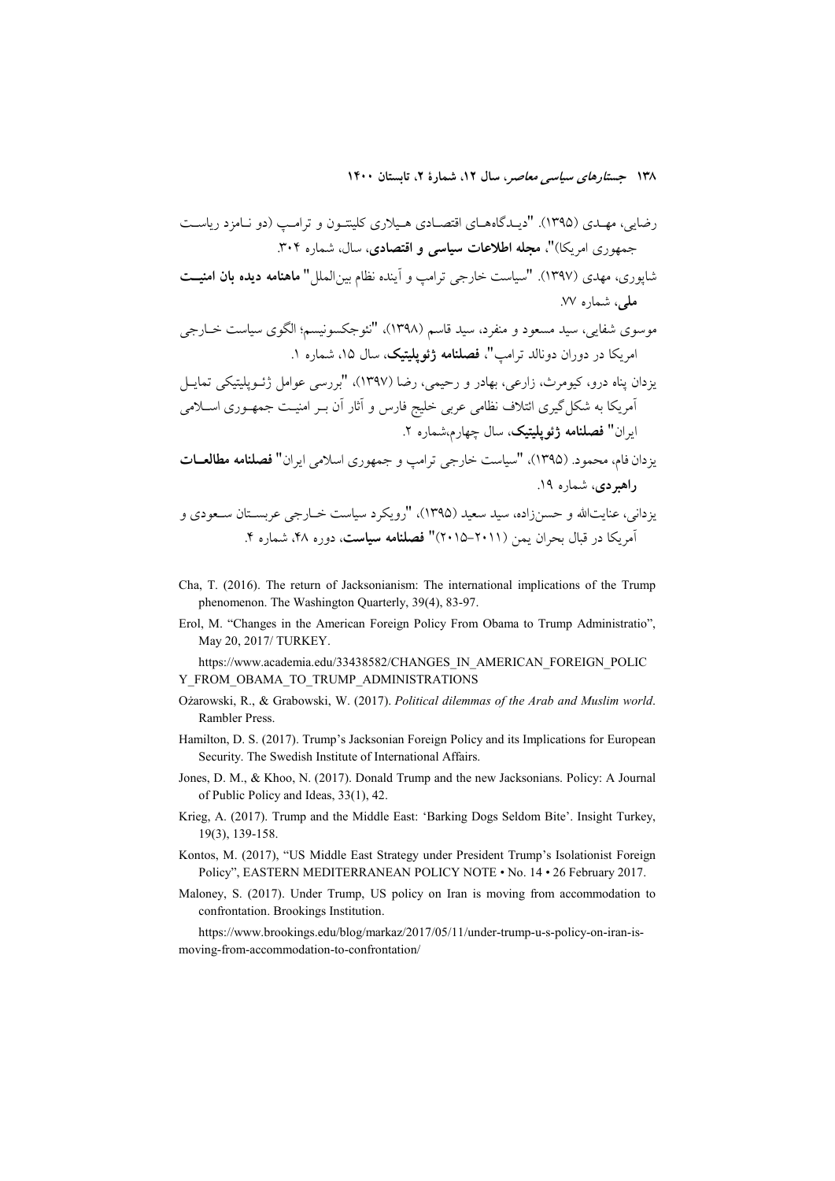رضایی، مهـدی (۱۳۹۵). "دیـدگاه‌هـای اقتصـادی هـیلاری کلینتـون و ترامـپ (دو نـامزد ریاسـت جمهوری امریکا)"، **مجله اطلاعات سیاسی و اقتصادی**، سال، شماره ۳۰۴.

شاپوری، مهدی (۱۳۹۷). "سیاست خارجی ترامپ و آینده نظام بین‌الملل" **ماهنامه دیده بان امنیـت ملی**، شماره ۷۷.

موسوی شفایی، سید مسعود و منفرد، سید قاسم (۱۳۹۸)، "نئوجکسونیسم؛ الگوی سیاست خـارجی امریکا در دوران دونالد ترامپ"، **فصلنامه ژئوپلیتیک**، سال ۱۵، شماره ۱.

یزدان پناه درو، کیومرث، زارعی، بهادر و رحیمی، رضا (۱۳۹۷)، "بررسی عوامل ژئـوپلیتیکی تمایـل آمریکا به شکل‌گیری ائتلاف نظامی عربی خلیج فارس و آثار آن بـر امنیـت جمهـوری اسـلامی ایران" **فصلنامه ژئوپلیتیک**، سال چهارم،شماره ۲.

یزدان فام، محمود. (۱۳۹۵)، "سیاست خارجی ترامپ و جمهوری اسلامی ایران" **فصلنامه مطالعـات راهبردی**، شماره ۱۹.

یزدانی، عنایت‌الله و حسن‌زاده، سید سعید (۱۳۹۵)، "رویکرد سیاست خـارجی عربسـتان سـعودی و آمریکا در قبال بحران یمن (۲۰۱۱–۲۰۱۵)" **فصلنامه سیاست**، دوره ۴۸، شماره ۴.

Cha, T. (2016). The return of Jacksonianism: The international implications of the Trump phenomenon. The Washington Quarterly, 39(4), 83-97.

Erol, M. "Changes in the American Foreign Policy From Obama to Trump Administratio", May 20, 2017/ TURKEY.

https://www.academia.edu/33438582/CHANGES_IN_AMERICAN_FOREIGN_POLICY_FROM_OBAMA_TO_TRUMP_ADMINISTRATIONS

Ożarowski, R., & Grabowski, W. (2017). *Political dilemmas of the Arab and Muslim world*. Rambler Press.

Hamilton, D. S. (2017). Trump's Jacksonian Foreign Policy and its Implications for European Security. The Swedish Institute of International Affairs.

Jones, D. M., & Khoo, N. (2017). Donald Trump and the new Jacksonians. Policy: A Journal of Public Policy and Ideas, 33(1), 42.

Krieg, A. (2017). Trump and the Middle East: 'Barking Dogs Seldom Bite'. Insight Turkey, 19(3), 139-158.

Kontos, M. (2017), "US Middle East Strategy under President Trump's Isolationist Foreign Policy", EASTERN MEDITERRANEAN POLICY NOTE • No. 14 • 26 February 2017.

Maloney, S. (2017). Under Trump, US policy on Iran is moving from accommodation to confrontation. Brookings Institution.

https://www.brookings.edu/blog/markaz/2017/05/11/under-trump-u-s-policy-on-iran-is-moving-from-accommodation-to-confrontation/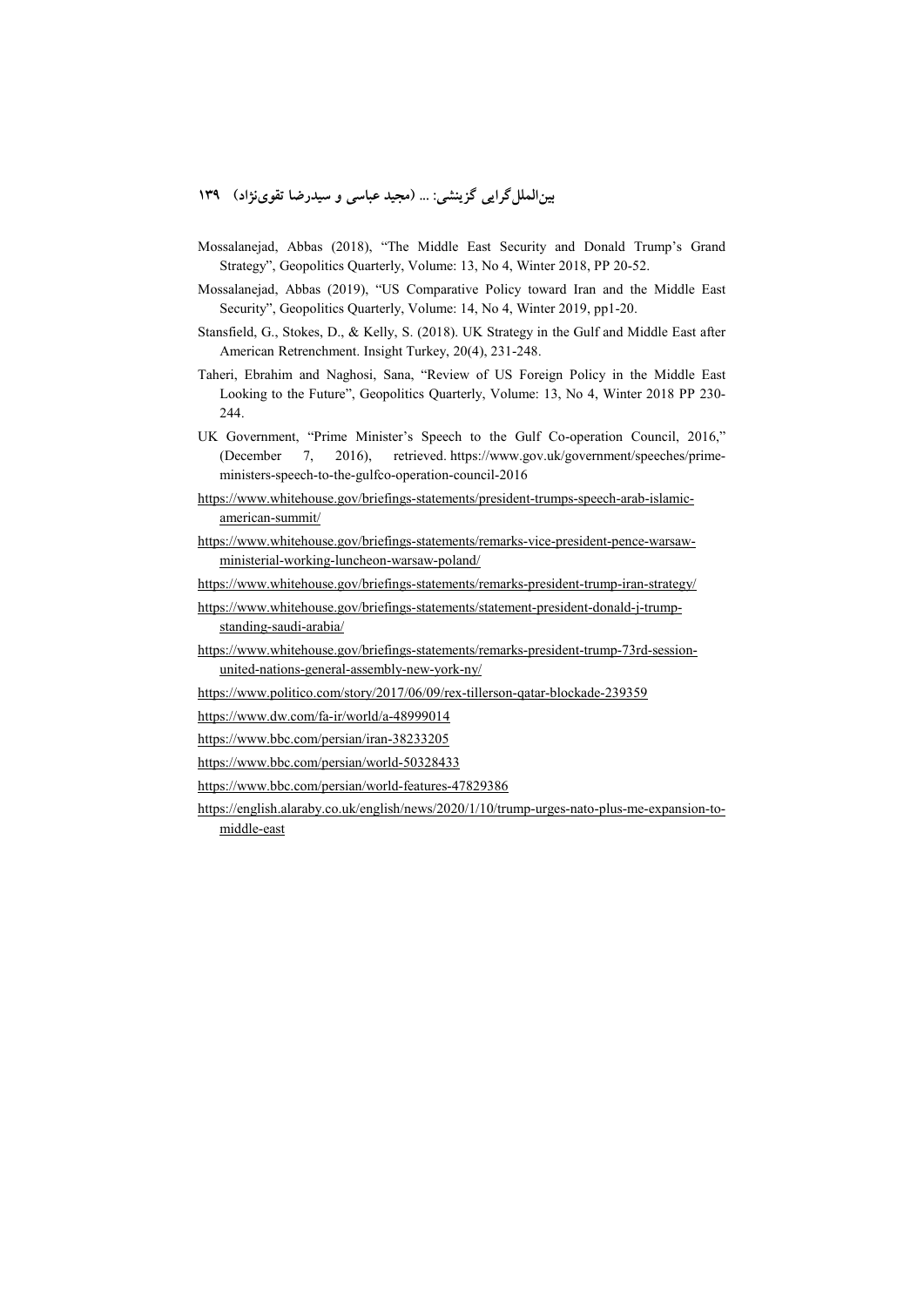Mossalanejad, Abbas (2018), "The Middle East Security and Donald Trump's Grand Strategy", Geopolitics Quarterly, Volume: 13, No 4, Winter 2018, PP 20-52.

Mossalanejad, Abbas (2019), "US Comparative Policy toward Iran and the Middle East Security", Geopolitics Quarterly, Volume: 14, No 4, Winter 2019, pp1-20.

Stansfield, G., Stokes, D., & Kelly, S. (2018). UK Strategy in the Gulf and Middle East after American Retrenchment. Insight Turkey, 20(4), 231-248.

Taheri, Ebrahim and Naghosi, Sana, "Review of US Foreign Policy in the Middle East Looking to the Future", Geopolitics Quarterly, Volume: 13, No 4, Winter 2018 PP 230-244.

UK Government, "Prime Minister's Speech to the Gulf Co-operation Council, 2016," (December 7, 2016), retrieved. https://www.gov.uk/government/speeches/prime-ministers-speech-to-the-gulfco-operation-council-2016

https://www.whitehouse.gov/briefings-statements/president-trumps-speech-arab-islamic-american-summit/

https://www.whitehouse.gov/briefings-statements/remarks-vice-president-pence-warsaw-ministerial-working-luncheon-warsaw-poland/

https://www.whitehouse.gov/briefings-statements/remarks-president-trump-iran-strategy/

https://www.whitehouse.gov/briefings-statements/statement-president-donald-j-trump-standing-saudi-arabia/

https://www.whitehouse.gov/briefings-statements/remarks-president-trump-73rd-session-united-nations-general-assembly-new-york-ny/

https://www.politico.com/story/2017/06/09/rex-tillerson-qatar-blockade-239359

https://www.dw.com/fa-ir/world/a-48999014

https://www.bbc.com/persian/iran-38233205

https://www.bbc.com/persian/world-50328433

https://www.bbc.com/persian/world-features-47829386

https://english.alaraby.co.uk/english/news/2020/1/10/trump-urges-nato-plus-me-expansion-to-middle-east